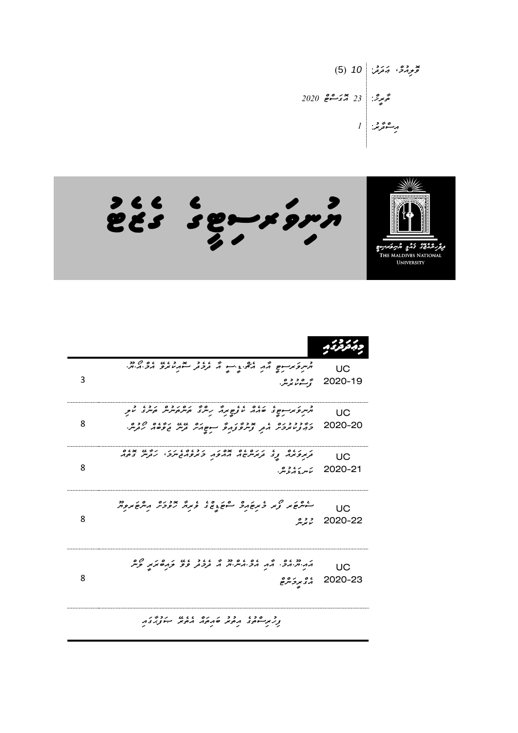ވޮލިއުމް، އަދަދު: 10 (5)

ތާރީޚު: 23 އޮގަސްޓް 2020

އިސްދާރު: 1

# ޔުނިވަރސިޓީގެ ގެޒެޓު

ދިވެހިރާއްޖޭގެ ޤައުމީ ޔުނިވަރސިޓީ
THE MALDIVES NATIONAL UNIVERSITY

## މިއަދަދުގައި

| | | |
|---|---|---|
| UC 2020-19 | ޔުނިވަރސިޓީ އާއި އެފިލިއޭޓް ވާ ދެވެނި ސްޓޭޓްމެންޓް އެފް.އޭ.ކިއު. ފާސްކުރުން. | 3 |
| UC 2020-20 | ޔުނިވަރސިޓީގެ ބަޖެޓް ކުއްލިޔާތު ހިންގާ ބަޖެޓް ކުރީގެ މައާފުކުރުމަށް އެދި ފޮނުވާފައިވާ ސިޓީއަށް ޖަވާބު ދިނުން. | 8 |
| UC 2020-21 | ދިރާސާގެ ފީގެ ދަރަނިތަކާއި އޮތޯރިޓީގެ މަސްލަހަތުތަކާ، ހުށަހެޅުން ބަލައިގަތުން. | 8 |
| UC 2020-22 | ސެންޓަރ ފޯ މެރިޓައިމް ސްޓަޑީޒްގެ ފީތަކާ ގުޅުން އިންޓަރިމް ކޮށުން | 8 |
| UC 2020-23 | އަޕް.ޑީ.އެލް. އާއި އެލް.އެލް.އެމް. އާ ދެމެދު ފީގެ ފަރަގު ބަލާ ޓީމް އެކުލަވާލުން | 8 |
| | ޔުނިވަރސިޓީގެ އިތުރު ބައިތައް އެތެރެ ސަފްޙާގައި | |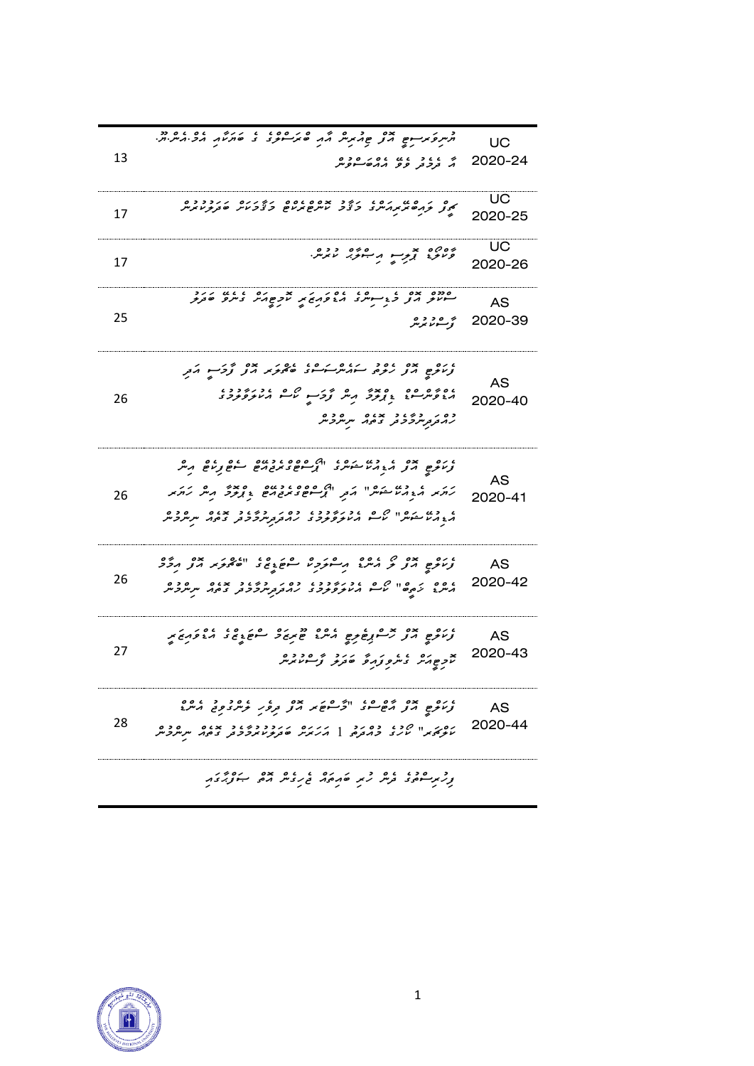| | | |
|---|---|---|
| 13 | ޔުނިވަރސިޓީ އޮފް ޗިޓަގޮންގް އާއި ބަންގްލަދޭޝްގެ ބަޔާއި އެމް.އޯ.ޔޫ. އާ ދެމެދު ވެވޭ އެއްބަސްވުން | UC 2020-24 |
| 17 | ޗީފް ފައިނޭންޝަލްގެ މަޤާމު ކޮންޓްރެކްޓް މަޤާމަކަށް ބަދަލުކުރުން | UC 2020-25 |
| 17 | ވަޒީފާގެ ޓާރިފު އިޞްލާޙު ކުރުން. | UC 2020-26 |
| 25 | ސްކޫލް އޮފް މެޑިސިންގެ އެމްފިލްގައި ޕްރޮގްރާމް ގައިޑް ބަދަލު ފާސްކުރުން | AS 2020-39 |
| 26 | ފެކަލްޓީ އޮފް ހެލްތު ސައިންސަސްގެ ބެޗްލަރ އޮފް ފާމަސީ އަދި އެޑްވާންސްޑް ޑިޕްލޮމާ އިން ފާމަސީ ކޯސް އެކްރެޑިޓްކުރުމުގެ ހުއްދަދިނުމާމެދު ގޮތެއް ނިންމުން | AS 2020-40 |
| 26 | ފެކަލްޓީ އޮފް އެޑިޔުކޭޝަންގެ "ޕޯސްޓްގްރެޖުއޭޓް ސެޓްފިކެޓް އިން ހަޔަރ އެޑިޔުކޭޝަން" އަދި "ޕޯސްޓްގްރެޖުއޭޓް ޑިޕްލޮމާ އިން ހަޔަރ އެޑިޔުކޭޝަން" ކޯސް އެކްރެޑިޓްކުރުމުގެ ހުއްދަދިނުމާމެދު ގޮތެއް ނިންމުން | AS 2020-41 |
| 26 | ފެކަލްޓީ އޮފް ލޯ އެންޑް އިސްލާމިކް ސްޓަޑީޒްގެ "ބެޗްލަރ އޮފް އިސްލާމް އެންޑް ޝަރީޢާ" ކޯސް އެކްރެޑިޓްކުރުމުގެ ހުއްދަދިނުމާމެދު ގޮތެއް ނިންމުން | AS 2020-42 |
| 27 | ފެކަލްޓީ އޮފް ހޮސްޕިޓަލިޓީ އެންޑް ޓޫރިޒަމް ސްޓަޑީޒްގެ އެޑްވައިޒަރީ ކޮމިޓީއަށް ގެނެވުނު ބަދަލު ފާސްކުރުން | AS 2020-43 |
| 28 | ފެކަލްޓީ އޮފް އާޓްސްގެ "މާސްޓަރ އޮފް ދިވެހި ލެންގުއޭޖް އެންޑް ކަލްޗަރ" ކޯސްގެ މޮޑިއުލް 1 އަކަށް ބަދަލުގެނައުމާމެދު ގޮތެއް ނިންމުން | AS 2020-44 |

ފިހުރިސްތުގެ ދެން ހުރި ބައިތައް ދެވަނަ ސަފްހާގައި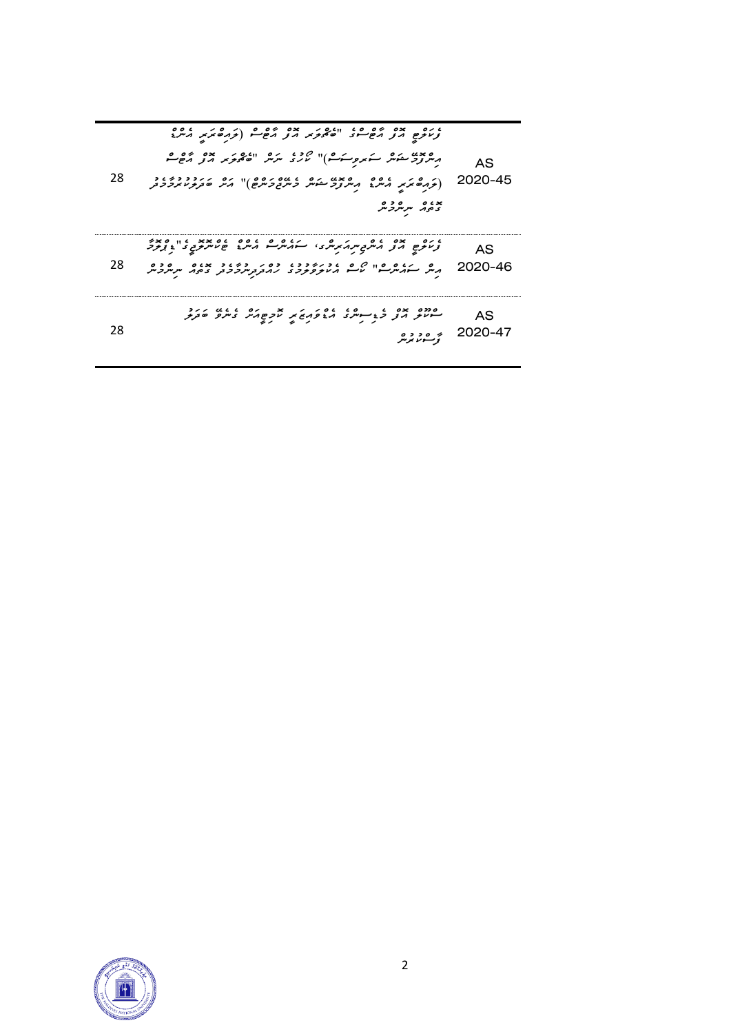| | | |
|---|---|---|
| ފެކަލްޓީ އޮފް އާޓްސްގެ "ބެޗްލަރ އޮފް އާޓްސް (ލައިބްރަރީ އެންޑް އިންފޮމޭޝަން ސައިންސަސް)" ކޯހުގެ ނަން "ބެޗްލަރ އޮފް އާޓްސް (ލައިބްރަރީ އެންޑް އިންފޮމޭޝަން މެނޭޖްމަންޓް)" އަށް ބަދަލުކުރުމާގުޅޭ ގޮތުގެ ނިންމުން | AS 2020-45 | 28 |
| ފެކަލްޓީ އޮފް އެންޖިނިއަރިންގ، ސައެންސް އެންޑް ޓެކްނޮލޮޖީގެ "ޑިޕްލޮމާ އިން ސައެންސް" ކޯސް އެކުލަވާލުމުގެ ހުށަހެޅުން ފާސްކުރުމުގެ ގޮތުގެ ނިންމުން | AS 2020-46 | 28 |
| ސްކޫލް އޮފް މެޑިސިންގެ އެމްބީބީއެސް ޕޮލިސީއަށް ގެނެވޭ ބަދަލު ފާސްކުރުން | AS 2020-47 | 28 |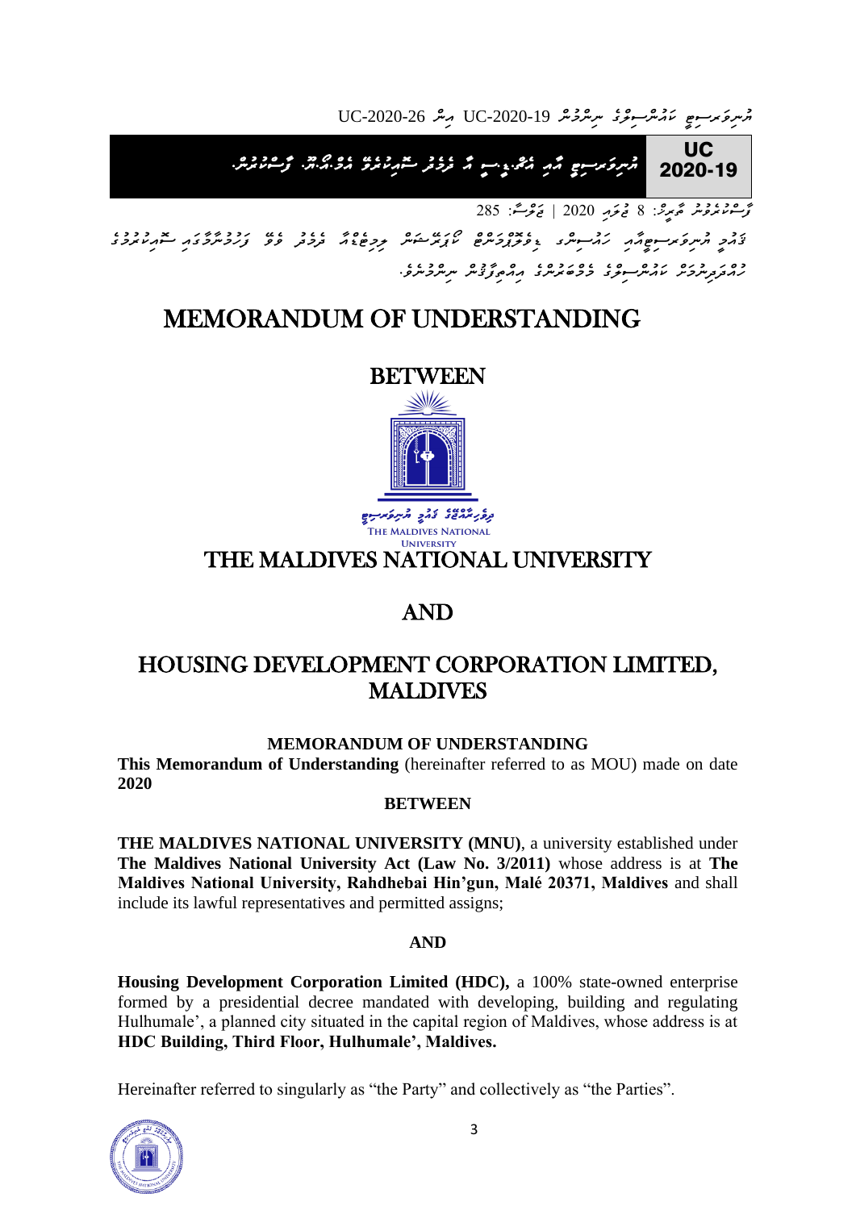## UC 2020-19 ޔުނިވަރސިޓީ އާއި އެޗް.ޑީ.ސީ އާ ދެމެދު ސޮއިކުރެވޭ އެމް.އޯ.ޔޫ. ފާސްކުރުން.

ފާސްކުރެވުނު ތާރީޚު: 8 ޖުލައި 2020 | ޖަލްސާ: 285

ދިވެހި ޔުނިވަރސިޓީއާއި ހައުސިންގ ޑިވެލޮޕްމަންޓް ކޯޕަރޭޝަން ލިމިޓެޑާ ދެމެދު ވެވޭ ފަހުމްނާމާގައި ސޮއިކުރުމަށް ހުށަހެޅިފައިވާ ކައުންސިލްގެ މެމްބަރުންގެ އިއްތިފާޤުން ނިންމީ.

# MEMORANDUM OF UNDERSTANDING

## BETWEEN

THE MALDIVES NATIONAL UNIVERSITY

## THE MALDIVES NATIONAL UNIVERSITY

## AND

## HOUSING DEVELOPMENT CORPORATION LIMITED, MALDIVES

**MEMORANDUM OF UNDERSTANDING**

**This Memorandum of Understanding** (hereinafter referred to as MOU) made on date **2020**

**BETWEEN**

**THE MALDIVES NATIONAL UNIVERSITY (MNU)**, a university established under **The Maldives National University Act (Law No. 3/2011)** whose address is at **The Maldives National University, Rahdhebai Hin'gun, Malé 20371, Maldives** and shall include its lawful representatives and permitted assigns;

**AND**

**Housing Development Corporation Limited (HDC),** a 100% state-owned enterprise formed by a presidential decree mandated with developing, building and regulating Hulhumale', a planned city situated in the capital region of Maldives, whose address is at **HDC Building, Third Floor, Hulhumale', Maldives.**

Hereinafter referred to singularly as "the Party" and collectively as "the Parties".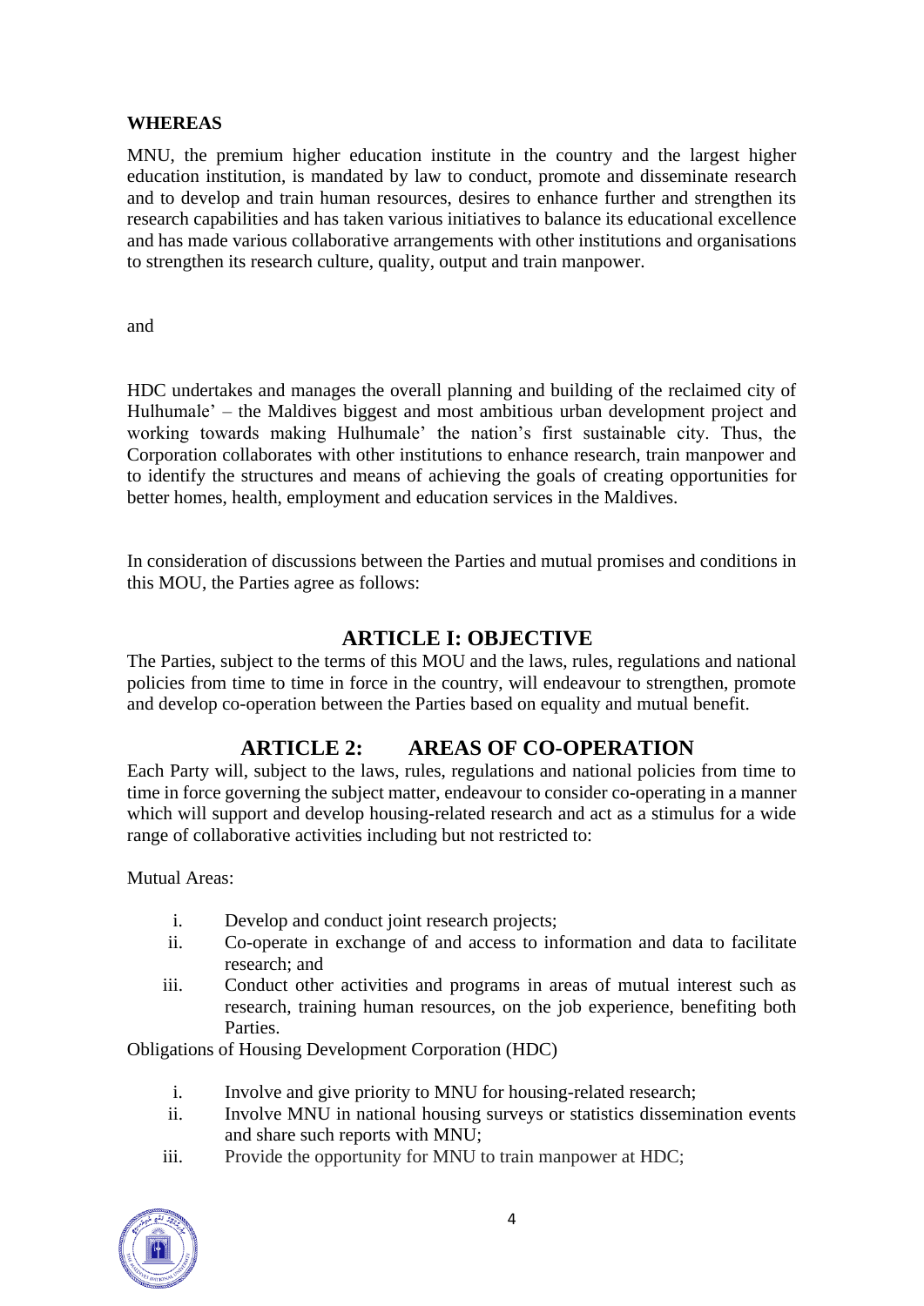**WHEREAS**

MNU, the premium higher education institute in the country and the largest higher education institution, is mandated by law to conduct, promote and disseminate research and to develop and train human resources, desires to enhance further and strengthen its research capabilities and has taken various initiatives to balance its educational excellence and has made various collaborative arrangements with other institutions and organisations to strengthen its research culture, quality, output and train manpower.

and

HDC undertakes and manages the overall planning and building of the reclaimed city of Hulhumale' – the Maldives biggest and most ambitious urban development project and working towards making Hulhumale' the nation's first sustainable city. Thus, the Corporation collaborates with other institutions to enhance research, train manpower and to identify the structures and means of achieving the goals of creating opportunities for better homes, health, employment and education services in the Maldives.

In consideration of discussions between the Parties and mutual promises and conditions in this MOU, the Parties agree as follows:

## ARTICLE I: OBJECTIVE

The Parties, subject to the terms of this MOU and the laws, rules, regulations and national policies from time to time in force in the country, will endeavour to strengthen, promote and develop co-operation between the Parties based on equality and mutual benefit.

## ARTICLE 2: AREAS OF CO-OPERATION

Each Party will, subject to the laws, rules, regulations and national policies from time to time in force governing the subject matter, endeavour to consider co-operating in a manner which will support and develop housing-related research and act as a stimulus for a wide range of collaborative activities including but not restricted to:

Mutual Areas:

i. Develop and conduct joint research projects;
ii. Co-operate in exchange of and access to information and data to facilitate research; and
iii. Conduct other activities and programs in areas of mutual interest such as research, training human resources, on the job experience, benefiting both Parties.

Obligations of Housing Development Corporation (HDC)

i. Involve and give priority to MNU for housing-related research;
ii. Involve MNU in national housing surveys or statistics dissemination events and share such reports with MNU;
iii. Provide the opportunity for MNU to train manpower at HDC;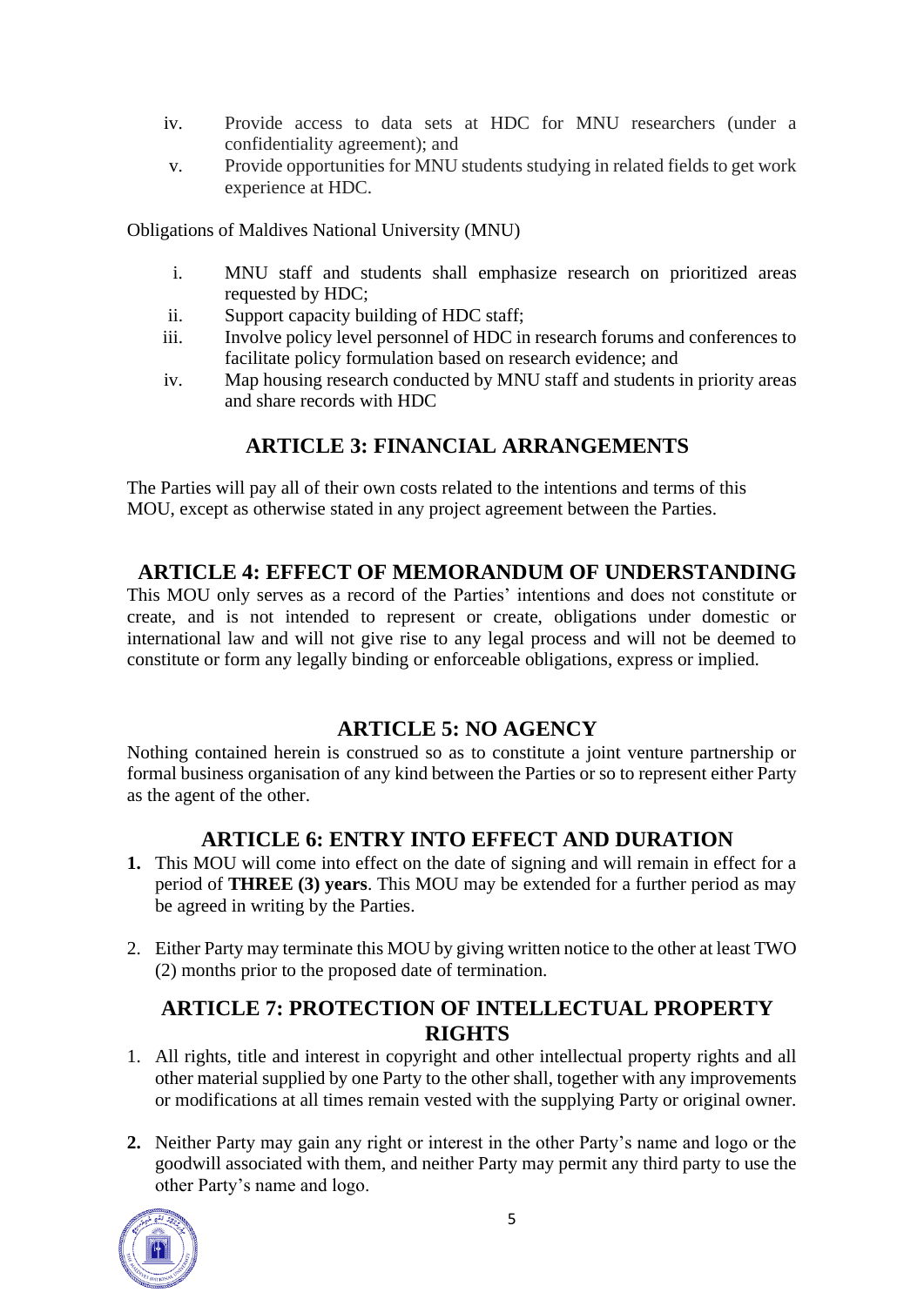iv. Provide access to data sets at HDC for MNU researchers (under a confidentiality agreement); and
v. Provide opportunities for MNU students studying in related fields to get work experience at HDC.

Obligations of Maldives National University (MNU)

i. MNU staff and students shall emphasize research on prioritized areas requested by HDC;
ii. Support capacity building of HDC staff;
iii. Involve policy level personnel of HDC in research forums and conferences to facilitate policy formulation based on research evidence; and
iv. Map housing research conducted by MNU staff and students in priority areas and share records with HDC

## ARTICLE 3: FINANCIAL ARRANGEMENTS

The Parties will pay all of their own costs related to the intentions and terms of this MOU, except as otherwise stated in any project agreement between the Parties.

## ARTICLE 4: EFFECT OF MEMORANDUM OF UNDERSTANDING

This MOU only serves as a record of the Parties' intentions and does not constitute or create, and is not intended to represent or create, obligations under domestic or international law and will not give rise to any legal process and will not be deemed to constitute or form any legally binding or enforceable obligations, express or implied.

## ARTICLE 5: NO AGENCY

Nothing contained herein is construed so as to constitute a joint venture partnership or formal business organisation of any kind between the Parties or so to represent either Party as the agent of the other.

## ARTICLE 6: ENTRY INTO EFFECT AND DURATION

**1.** This MOU will come into effect on the date of signing and will remain in effect for a period of **THREE (3) years**. This MOU may be extended for a further period as may be agreed in writing by the Parties.

2. Either Party may terminate this MOU by giving written notice to the other at least TWO (2) months prior to the proposed date of termination.

## ARTICLE 7: PROTECTION OF INTELLECTUAL PROPERTY RIGHTS

1. All rights, title and interest in copyright and other intellectual property rights and all other material supplied by one Party to the other shall, together with any improvements or modifications at all times remain vested with the supplying Party or original owner.

**2.** Neither Party may gain any right or interest in the other Party's name and logo or the goodwill associated with them, and neither Party may permit any third party to use the other Party's name and logo.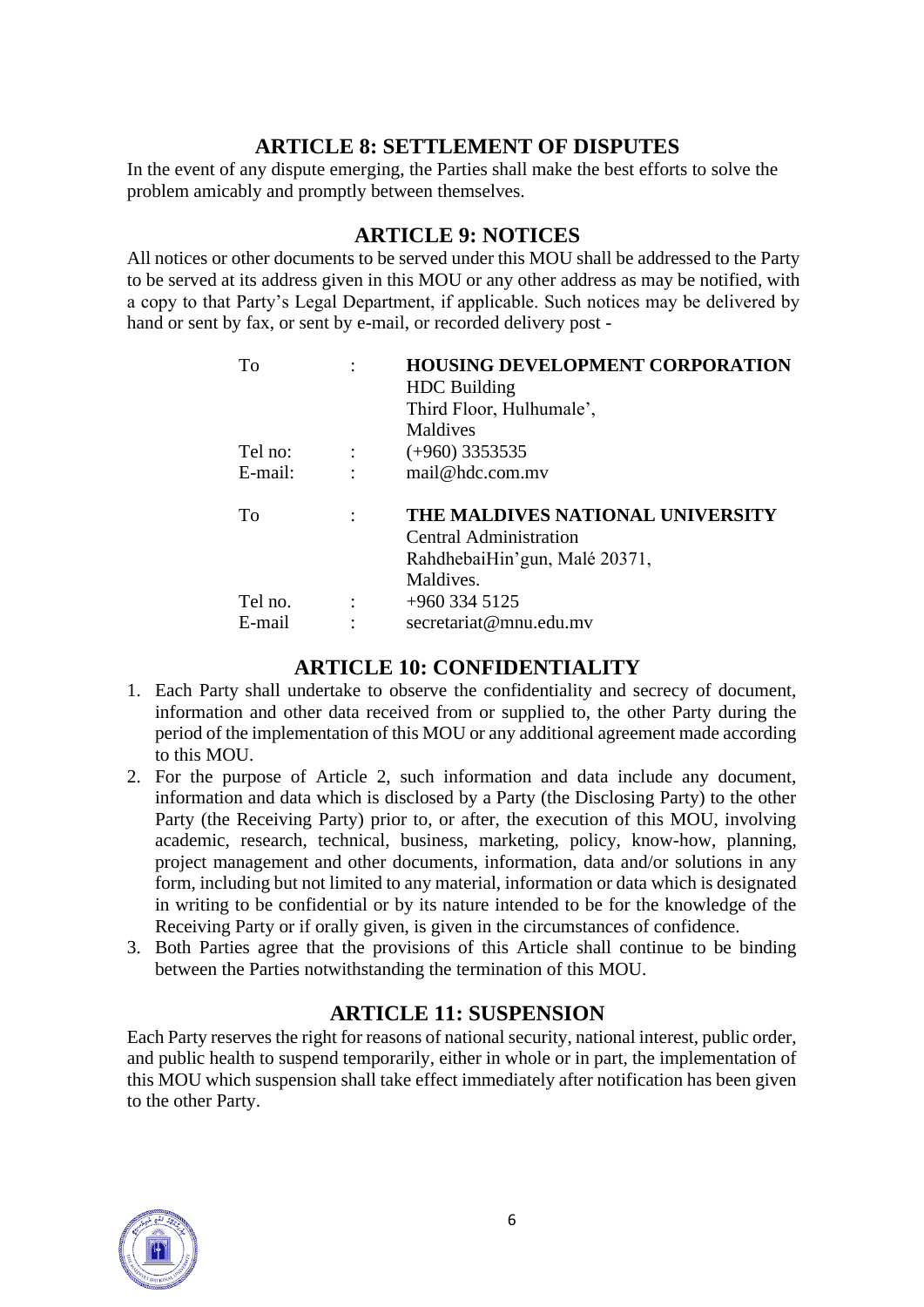## ARTICLE 8: SETTLEMENT OF DISPUTES

In the event of any dispute emerging, the Parties shall make the best efforts to solve the problem amicably and promptly between themselves.

## ARTICLE 9: NOTICES

All notices or other documents to be served under this MOU shall be addressed to the Party to be served at its address given in this MOU or any other address as may be notified, with a copy to that Party's Legal Department, if applicable. Such notices may be delivered by hand or sent by fax, or sent by e-mail, or recorded delivery post -

| | | |
|---|---|---|
| To | : | **HOUSING DEVELOPMENT CORPORATION**<br>HDC Building<br>Third Floor, Hulhumale',<br>Maldives |
| Tel no: | : | (+960) 3353535 |
| E-mail: | : | mail@hdc.com.mv |
| To | : | **THE MALDIVES NATIONAL UNIVERSITY**<br>Central Administration<br>RahdhebaiHin'gun, Malé 20371,<br>Maldives. |
| Tel no. | : | +960 334 5125 |
| E-mail | : | secretariat@mnu.edu.mv |

## ARTICLE 10: CONFIDENTIALITY

1. Each Party shall undertake to observe the confidentiality and secrecy of document, information and other data received from or supplied to, the other Party during the period of the implementation of this MOU or any additional agreement made according to this MOU.
2. For the purpose of Article 2, such information and data include any document, information and data which is disclosed by a Party (the Disclosing Party) to the other Party (the Receiving Party) prior to, or after, the execution of this MOU, involving academic, research, technical, business, marketing, policy, know-how, planning, project management and other documents, information, data and/or solutions in any form, including but not limited to any material, information or data which is designated in writing to be confidential or by its nature intended to be for the knowledge of the Receiving Party or if orally given, is given in the circumstances of confidence.
3. Both Parties agree that the provisions of this Article shall continue to be binding between the Parties notwithstanding the termination of this MOU.

## ARTICLE 11: SUSPENSION

Each Party reserves the right for reasons of national security, national interest, public order, and public health to suspend temporarily, either in whole or in part, the implementation of this MOU which suspension shall take effect immediately after notification has been given to the other Party.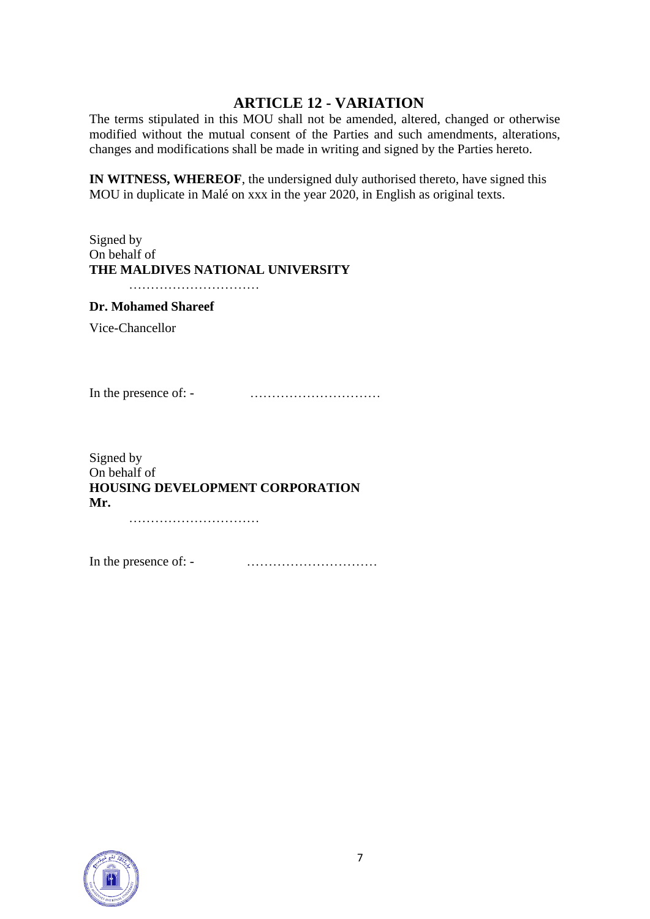## ARTICLE 12 - VARIATION

The terms stipulated in this MOU shall not be amended, altered, changed or otherwise modified without the mutual consent of the Parties and such amendments, alterations, changes and modifications shall be made in writing and signed by the Parties hereto.

**IN WITNESS, WHEREOF**, the undersigned duly authorised thereto, have signed this MOU in duplicate in Malé on xxx in the year 2020, in English as original texts.

Signed by
On behalf of
**THE MALDIVES NATIONAL UNIVERSITY**

…………………………

**Dr. Mohamed Shareef**

Vice-Chancellor

In the presence of: - …………………………

Signed by
On behalf of
**HOUSING DEVELOPMENT CORPORATION**
**Mr.**

…………………………

In the presence of: - …………………………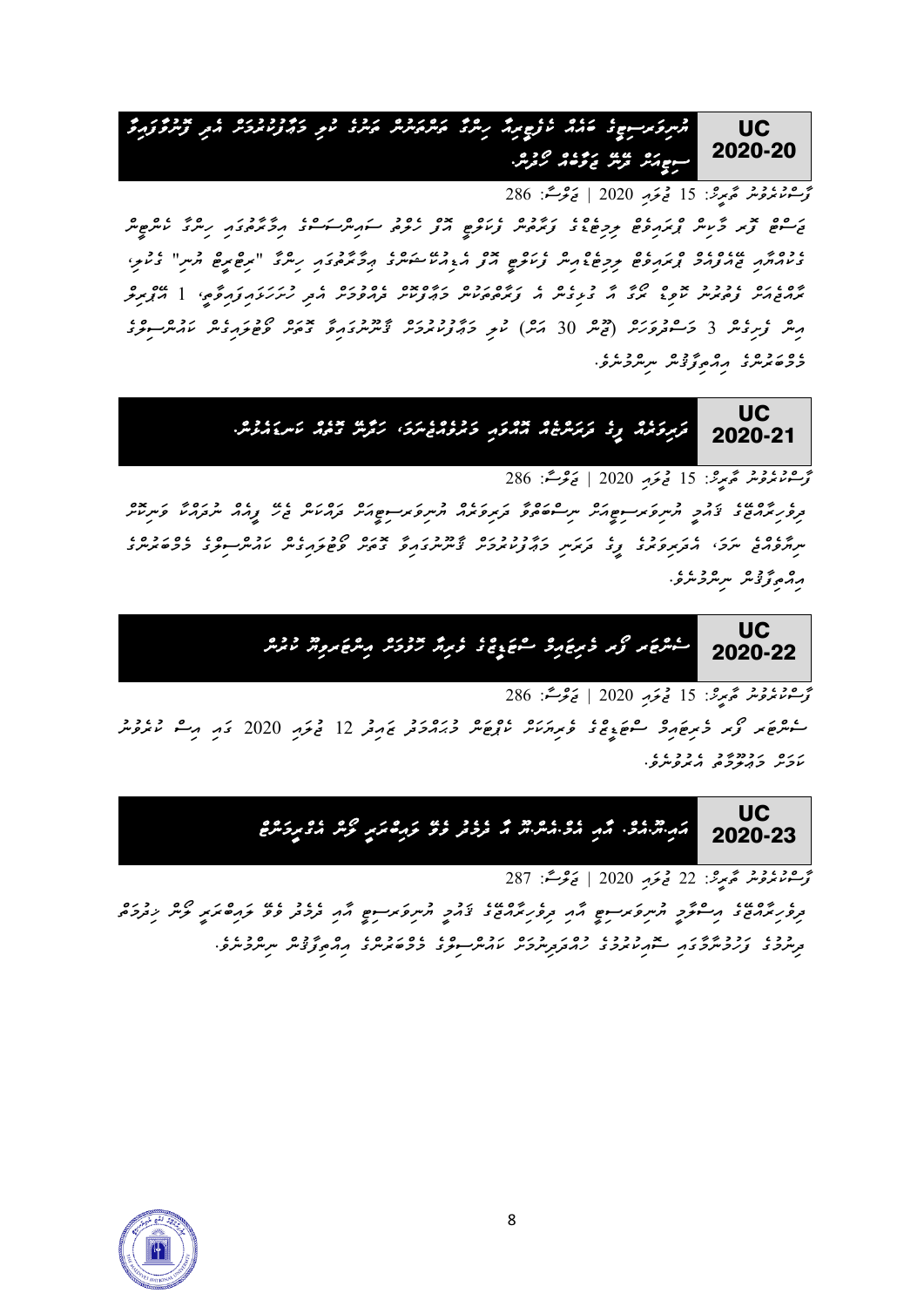## UC 2020-20

**ޔުނިވަރސިޓީގެ ބައެއް ކުލިދީގެ ހިންގާ އިންތިޒާމަށް ބަދަލު ގެނައުމާއި މައްޗާއިބެހޭ ސިޔާސަތު ދޫކޮށްފައިވާ ގޮތުން.**

ފާސްކުރެވުނު ތާރީޚު: 15 ޖުލައި 2020 | ޖަލްސާ: 286

ޖަލްސާގެ ދަށުން ޔުނިވަރސިޓީގެ ބައެއް ކުލިދީގެ ހިންގާ ކޯސްތަކާއި މިންގަނޑުތަކުގެ ސިޔާސަތު ބަދަލުކުރުމާއި ހިންގާ ޢަމަލުތަކުގައި ފިޔަވަޅު އެޅުމަށް "ކޮލެޖް" ދެކުނު ބައެއް ތަންތަނަށް 1 އޮގަސްޓުން ފެށިގެން 3 މަސްދުވަހަށް (ޖުމްލަ 30 ދުވަސް) ކުރި މަޢުލޫމާތުތައް ކައުންސިލަށް ހުށަހެޅުމަށް ކައުންސިލުން ނިންމާފައި ހާޒިރުވި ކައުންސިލް މެމްބަރުންގެ އިއްތިފާޤުން ނިންމާފައި.

## UC 2020-21

**ދިރާސާގެ ފީގެ ދަރަޖައިގެ އުޞޫލު މަޤްބޫލުކުރުން، ހަމަ ބަދަލުތަކާއެކު.**

ފާސްކުރެވުނު ތާރީޚު: 15 ޖުލައި 2020 | ޖަލްސާ: 286

ދިރާސީ ދަރަޖައިގެ ފީގެ ޔުނިވަރސިޓީން ހުށަހަޅާފައިވާ ދިރާސާގެ ޔުނިވަރސިޓީގެ ދަރަޖަތައް ބަލައި ފާސްކުރުމަށް، ކައުންސިލްގެ ފީގެ ދަރަޖަ ހުށަހެޅުމަށް ކައުންސިލުން ނިންމާފައި ހާޒިރުވި ކައުންސިލް މެމްބަރުންގެ އިއްތިފާޤުން ނިންމާފައި.

## UC 2020-22

**ސެންޓަރ ފޯ މެރިން ސްޓަޑީޒްގެ ފިހާރަ ހިންގުމަށް އިންތިޚާބު ކުރުން**

ފާސްކުރެވުނު ތާރީޚު: 15 ޖުލައި 2020 | ޖަލްސާ: 286

ސެންޓަރ ފޯ މެރިން ސްޓަޑީޒްގެ ފިހާރަކަން ކުރިޔަށް ގެންދާނެ ގޮތަށް 12 ޖުލައި 2020 ގައި ފާސްކުރި ކަރުދާސް ކައުންސިލުން ނިންމާފައި.

## UC 2020-23

**އައި.ޓީ.އެސް. އާއި އެމް.އެން.ޔޫ ގެ ދެމެދު ވެވޭ ވަޒީފާ ތަމްރީނު ޕްރޮގްރާމް**

ފާސްކުރެވުނު ތާރީޚު: 22 ޖުލައި 2020 | ޖަލްސާ: 287

ދިވެހިރާއްޖޭގެ ޔުނިވަރސިޓީ އާއި ދިވެހިރާއްޖޭގެ ޓޫރިޒަމް ޔުނިވަރސިޓީ އާއި ދެމެދު ވެވޭ ވަޒީފާ ތަމްރީނު ޕްރޮގްރާމް ހިންގުމަށް ކައުންސިލްގައި ހުށަހެޅުމުން ހާޒިރުވި ކައުންސިލް މެމްބަރުންގެ އިއްތިފާޤުން ނިންމާފައި.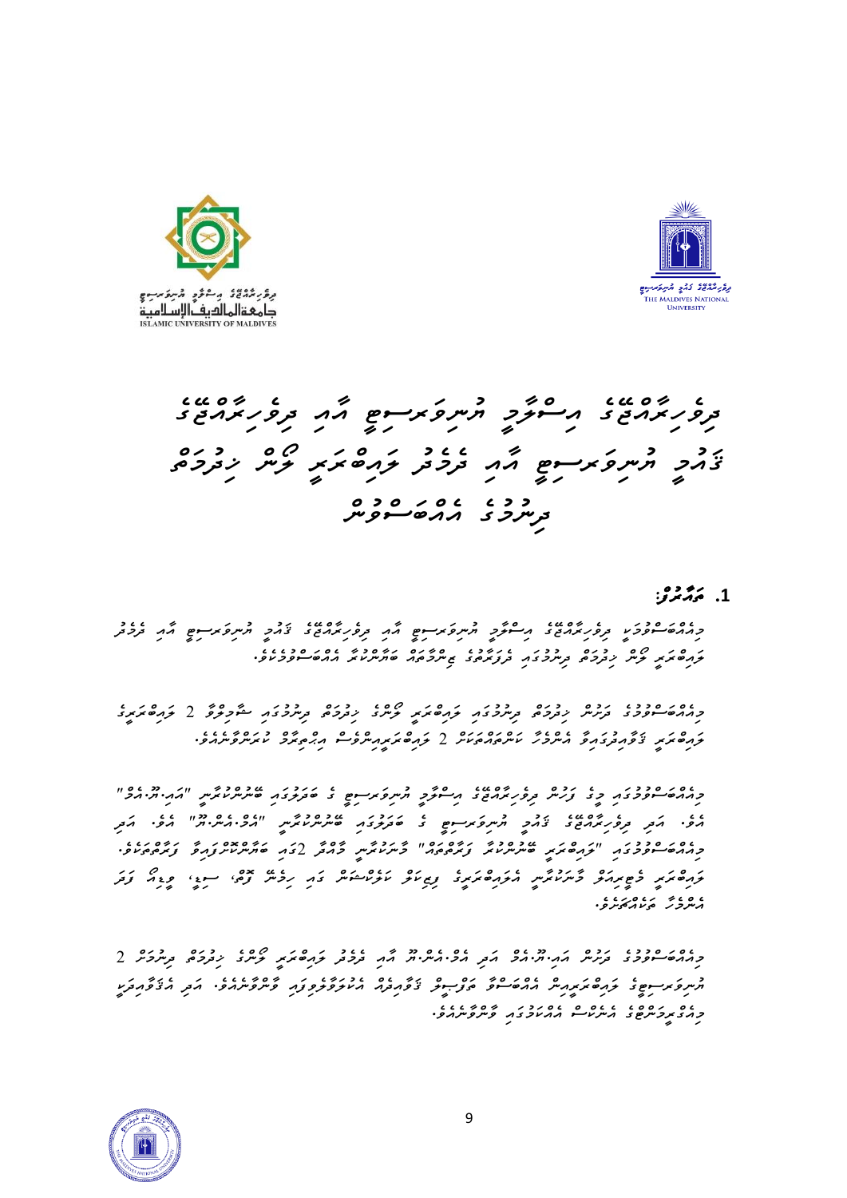# ދިވެހިރާއްޖޭގެ އިސްލާމީ ޔުނިވަރސިޓީ އާއި ދިވެހިރާއްޖޭގެ ޤައުމީ ޔުނިވަރސިޓީ އާއި ދެމެދު ލައިބްރަރީ ލޯން ހިދުމަތް ދިނުމުގެ އެއްބަސްވުން

## 1. ތަޢާރަފު:

މިއެއްބަސްވުމަކީ ދިވެހިރާއްޖޭގެ އިސްލާމީ ޔުނިވަރސިޓީ އާއި ދިވެހިރާއްޖޭގެ ޤައުމީ ޔުނިވަރސިޓީ އާއި ދެމެދު ލައިބްރަރީ ލޯން ހިދުމަތް ދިނުމުގައި ދެފަރާތުގެ ޒިންމާތައް ބަޔާންކުރާ އެއްބަސްވުމެކެވެ.

މިއެއްބަސްވުމުގެ ދަށުން ހިދުމަތް ދިނުމުގައި ލައިބްރަރީ ލޯނުގެ ހިދުމަތް ދިނުމުގައި ޝާމިލުވާ 2 ލައިބްރަރީގެ ލައިބްރަރީ ޒާއިދުގައިވާ އެންމެހާ ކަލެކްޝަނަށް 2 ލައިބްރަރީއިންވެސް އިޢުތިރާފު ކުރަންވާނެއެވެ.

މިއެއްބަސްވުމުގައި މިގޮތަށް ވަކިން ދިވެހިރާއްޖޭގެ އިސްލާމީ ޔުނިވަރސިޓީ ގެ ބަދަލުގައި ބޭނުންކުރާނީ "އައި.ޔޫ.އެމް" އެވެ. އަދި ދިވެހިރާއްޖޭގެ ޤައުމީ ޔުނިވަރސިޓީ ގެ ބަދަލުގައި ބޭނުންކުރާނީ "އެމް.އެން.ޔޫ" އެވެ. އަދި މިއެއްބަސްވުމުގައި "ލައިބްރަރީ ބޭނުންކުރާ ފަރާތް" މާނަކުރާނީ މާއްދާ 2ގައި ބަޔާންކޮށްފައިވާ ފަރާތްތަކެވެ. ލައިބްރަރީ މެމްބަރުން މާނަކުރާނީ އެލައިބްރަރީގެ ހިދުމަތް ނަގަން ރަޖިސްޓަރ ކުރެވިފައިވާ ދަރިވަރުން، ސްޓާފް، ވިޒިޓަރ ފަދަ އެންމެހާ ފަރާތްތަކެވެ.

މިއެއްބަސްވުމުގެ ދަށުން އައި.ޔޫ.އެމް އަދި އެމް.އެން.ޔޫ އާއި ދެމެދު ލައިބްރަރީ ލޯނުގެ ހިދުމަތް ދިނުމަށް 2 ޔުނިވަރސިޓީގެ ލައިބްރަރީއިން އެއްބަސްވާ ތަރުތީބެއް ޒާއިދުވެ އެކުލަވާލެވިފައި ވާނެއެވެ. އަދި އެޒާބިތައް މިއެގްރީމަންޓްގެ އެނެކްސް އެއްބަސްވުމުގައި ވާނެއެވެ.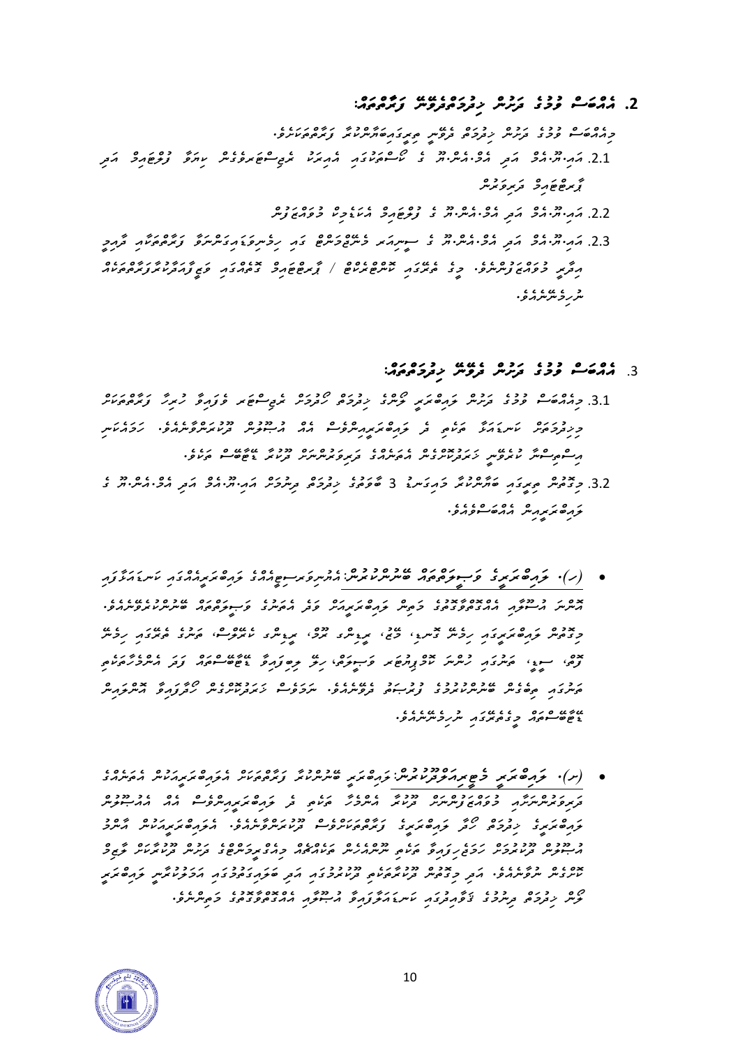## 2. އެއްބަސް ވުމުގެ ދަށުން ޚިދުމަތްދެވޭނީ ފަރާތްތައް:

މިއެއްބަސް ވުމުގެ ދަށުން ޚިދުމަތް ދެވޭނީ ތިރީގައިއެވާ ފަރާތްތަކަށެވެ.

2.1. އައި.ޔޫ.އެމް އަދި އެމް.އެން.ޔޫ ގެ ކޯސްތަކުގައި އެނރޯލްވެ ސްޓޫޑެންޓް ސްޓޭޓަސްގައި ހިނގާ ފުލްޓައިމް އަދި ޕާޓްޓައިމް ދަރިވަރުން

2.2. އައި.ޔޫ.އެމް އަދި އެމް.އެން.ޔޫ ގެ ފުލްޓައިމް އެކަޑެމިކް މުވައްޒަފުން

2.3. އައި.ޔޫ.އެމް އަދި އެމް.އެން.ޔޫ ގެ ސިޔާސަތު ފަންޑާމެންޓަލް ގައި ހިމެނިގެންވާ ފަރާތްތަކާއި ދާއިމީ އިދާރީ މުވައްޒަފުންނެވެ. މިގޮތުގައި ކޮންޓްރެކްޓް / ޕާޓްޓައިމް ގޮތުގައި ވަޒީފާ އަދާކުރާ ފަރާތްތަކެއް ނުހިމެނެއެވެ.

## 3. އެއްބަސް ވުމުގެ ދަށުން ދެވޭނެ ޚިދުމަތްތައް:

3.1. މިއެއްބަސް ވުމުގެ ދަށުން ލައިބްރަރީ ލޯނުގެ ޚިދުމަތް ކުރިމަތިލާ ފަރާތްތަކަށް ހިދުމަތްތަކުން ކަނޑައަޅާ ތަކެތި ދޫ ކުރުމަށް ލައިބްރަރީއަކުން އެހެން ލައިބްރަރީއަކަށް ފޮނުވައި ދިނުމެވެ. ހަމައެއާއެކު ޑިޖިޓަލް ކޮންޓެންޓްތައް އެކަށައެޅޭ ގޮތުގެ ފުރުސަތު ދިނުމެވެ.

3.2. މިގޮތުން ދިރާސާ ހިނގާ މުއްދަތުގައި 3 ބާވަތުގެ ހިދުމަތް ދިނުމަށް އައި.ޔޫ.އެމް އަދި އެމް.އެން.ޔޫ ގެ ލައިބްރަރީން އެއްބަސްވެއެވެ.

- (ހ). ލައިބްރަރީގެ ފިޒިކަލް ކޮލެކްޝަނަށް ބޭނުންކުރުން: އެހެން ލައިބްރަރީއެއްގެ ލައިބްރަރީއެއްގައި ކާނޫނީގޮތުގައި ހުރި ފިޒިކަލް ކޮލެކްޝަނަށް ބޭނުންކުރުމުގެ ފުރުސަތު ދިނުމެވެ. މިގޮތުން ލައިބްރަރީގައި ހުރި ފޮތް، ޖާނަލް، ރިޕޯޓް، ތީސިސް، ކޮންފަރެންސް، ރިސާޗް ޕޭޕަރ، ފަދަ ތަކެތީގެ ބޭނުން ލައިބްރަރީގައި ހިފުމުގެ ފުރުސަތު ދިނުމެވެ. ހަމައެއާއެކު ބުކް ލޯނުގެ ގޮތުގައި ފޮތްތައް ނެގުމުގެ ފުރުސަތު ދީގެންވާނެއެވެ.

- (ށ). ލައިބްރަރީ މެޓީރިއަލް ލޯނު ކުރުން: ލައިބްރަރީ ކޮލެކްޝަނަށް ފަރާތްތަކަށް އެހެން ލައިބްރަރީއަކުން އެކަށީގެންވާ ދަރިވަރުންނާއި މުވައްޒަފުން ލައިބްރަރީގެ ހިދުމަތް ހޯދަން ޖެހޭ ކަމެއް ދިމާވެއްޖެނަމަ، އެލައިބްރަރީއަކުން އެ ބޭނުންތަކަށް ފޮތް ދޫކުރުމުގެ ހިދުމަތް ދީގެންނުވާނެއެވެ. އަދި މިފަދަ ފޮތްތައް ލައިބްރަރީއަކަށް ފޮނުވުމުގެ ކަންތައް އެލައިބްރަރީއަކުން ހަމަޖައްސައިދޭނެއެވެ.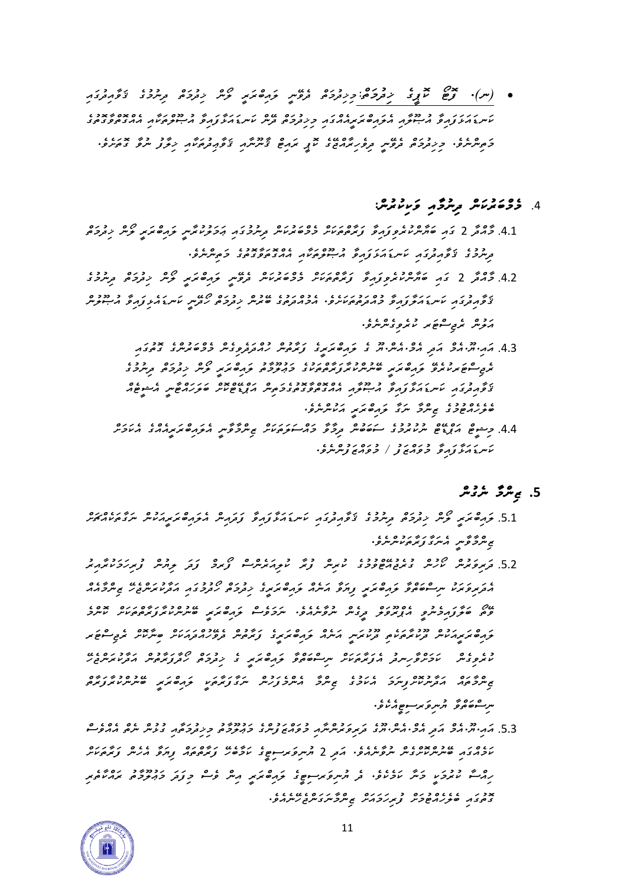- (ނ). ފޯމް ކޮޕީގެ ހިދުމަތް: މިހިދުމަތް ދޭނީ ފައިބަރި ލާން ހިދުމަތް ދިނުމުގެ ފަރާތުގައި ކަނޑައަޅާފައިވާ އުޞޫލާއި އެފައިބަރީއެއްގައި މިހިދުމަތް ދޭން ކަނޑައަޅާފައިވާ އުޞޫލުތަކާއި އެއްގޮތްވާގޮތުގެ މަތިންނެވެ. މިހިދުމަތް ދޭނީ ދިވެހިރާއްޖޭގެ ކޮޕީ ރައިޓް ޤާނޫނާއި ޤަވާއިދުތަކާއި ޚިލާފު ނުވާ ގޮތަށެވެ.

## 4. މެމްބަރުކަން ދިނުމާއި ތަމްރީނު:

4.1. މާއްދާ 2 ގައި ބަޔާންކުރެވިފައިވާ ފަރާތްތަކަށް މެމްބަރުކަން ދިނުމުގައި އަމަލުކުރާނީ ފައިބަރި ލާން ހިދުމަތް ދިނުމުގެ ފަރާތުގައި ކަނޑައަޅާފައިވާ އުޞޫލުތަކާއި އެއްގޮތްވާގޮތުގެ މަތިންނެވެ.

4.2. މާއްދާ 2 ގައި ބަޔާންކުރެވިފައިވާ ފަރާތްތަކަށް މެމްބަރުކަން ދޭނީ ފައިބަރި ލާން ހިދުމަތް ދިނުމުގެ ފަރާތުގައި ކަނޑައަޅާފައިވާ މަޢުލޫމާތު ހުށަހަޅައިގެންނެވެ. އެމެމްބަރުންގެ ބޭނުން ހިދުމަތް ހޯދޭނީ ކަނޑައެޅިފައިވާ އުޞޫލުން އަދާން ރެޖިސްޓަރ ކުރެވިގެންނެވެ.

4.3. އައި.ޔޫ.އެމް. އަދި އެމް.އެން.ޔޫ ގެ ފައިބަރީގެ ފަހުން ކުއްލިއަކަށް މުވައްޒަފުންގެ ގޮތުގައި ރެޖިސްޓަރކުރާ ފައިބަރި ބޭނުންކުރާ ފަރާތްތަކުގެ މަޢުލޫމާތު ފައިބަރި ލާން ހިދުމަތް ދިނުމުގެ ފަރާތުގައި ކަނޑައަޅާފައިވާ އުޞޫލާއި އެއްގޮތްވާގޮތުގެ މަތިން އަޕްޑޭޓް ކުރަމުން ގެންދިއުމުގެ ޒިންމާ ނަގާ ފައިބަރި އަދާކުރާނެއެވެ.

4.4. މިސްޓޫ އަޕްޑޭޓް ނުކުރުމުގެ ސަބަބުން ދިމާވާ މައްސަލަތަކަށް ޒިންމާވާނީ އެފައިބަރީއްގެ އެކަމަށް ކަނޑައަޅާފައިވާ މުވައްޒަފު / މުވައްޒަފުންނެވެ.

## 5. ޒިންމާ ނެގުން

5.1. ފައިބަރި ލާން ހިދުމަތް ދިނުމުގެ ފަރާތުގައި ކަނޑައަޅާފައިވާ ފަދައިން އެފައިބަރީއަކަށް ނަގާފައިއޮތް ޒިންމާވާނީ އެކަމާ ބެހޭ ފަރާތްތަކުންނެވެ.

5.2. ދަރިވަރުން ކޮރުން ގެނެސްދޭ ފޮތްތަކެއް ހުރިން ފޮތް ހުރިއަކަސް ވީނަމަ ފިއްލުން ފިރިހެނުން އުޅުއްވަނީ ނިސްބަތްވާ ފައިބަރި ފިޔަވާ އަނެއް ފައިބަރީގެ ފަރާތުން ހިދުމަތް ހޯދުމުގައި އަދާކުރަންޖެހޭ ޒިންމާއާއި ފޯމް ބަލައިގަންނަ އެފްއޯވަރ ދިނުން ނުވާނެއެވެ. ނަގާފައިވާ ފައިބަރީގެ ފޮތްތަކެއް ދޭއިރު ބޭނުންކުރާ ފަރާތްތަކަށް ބާރުވެރިކަމުން ގުޅުވައިގެން ނިސްބަތްވާ ފައިބަރި ގެ ހިދުމަތް ހޯދާފައިވާ އަދާކުރަންޖެހޭ ޒިންމާއާއި ބެހޭ ގޮތުން ނަގާފައިވާ ފައިބަރި ބޭނުންކުރާ ނިސްބަތްވާ އިދާރާގައި ސިޔާސަތުތަކެއް.

5.3. އައި.ޔޫ.އެމް. އަދި އެމް.އެން.ޔޫގެ ދަރިވަރުންނާއި މުވައްޒަފުންގެ މިހިދުމަތާއި ގުޅޭ ގޮތުން ނެތް އެއްވެސް ކަމެއްގައި ބޭނުންކުރާނެ ނަގާފައިވެއެވެ. އަދި 2 އުނިވަރސިޓީގެ ކަމާބެހޭ ފަރާތްތަކަށް ފައިބަރިއާއި ގުޅޭ ފަރާތްތަކަށް ހިއްސާ ކުރުމަށް މަސް ކަމެއްވެ. ދެ އުނިވަރސިޓީގެ ފައިބަރި އިން ލިބޭ މިފަދަ މައުލޫމާތު ރައްކާތެރި ގޮތެއްގައި ބެލެހެއްޓުމަށް ފިޔަވަޅުއަޅަން ޖެހޭނެއެވެ.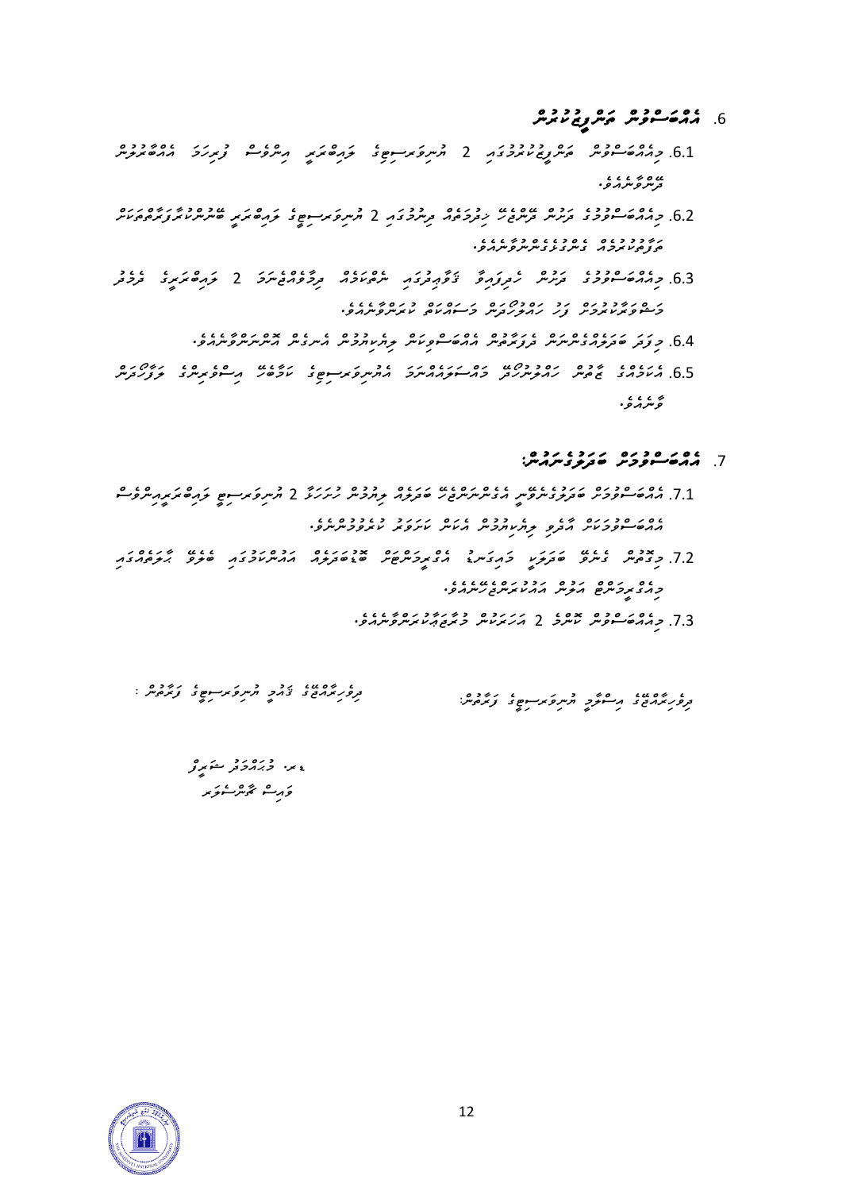### 6. އެއްބަސްވުން ތަންފީޒުކުރުން

6.1. މިއެއްބަސްވުން ތަންފީޒުކުރުމުގައި 2 ޔުނިވަރސިޓީގެ ވެރިބަޔަކީ އިންވެސް ފުރިހަމަ އެއްބާރުލުން ދޭންވާނެއެވެ.

6.2. މިއެއްބަސްވުމުގެ ދަށުން ދެންޖެހޭ ހިދުމަތެއް ދިނުމުގައި 2 ޔުނިވަރސިޓީގެ ވެރިބަޔަކީ ބޭނުންކުރާގޮތަކާބެހޭ ހަމަތައް ތަފާތުކުރުމެއް ނެތި ކަނޑައަޅަންވާނެއެވެ.

6.3. މިއެއްބަސްވުމުގެ ދަށުން ހިންގާ ޕްރޮގްރާމްތަކުގައި ސްޓާފުންގެ ބައިވެރިވުން 2 ވެރިބަޔަކުގެ ދެމެދު މަޝްވަރާކުރުމުން ފަދަ ގޮތަކަށް ކަނޑައަޅަންވާނެއެވެ.

6.4. މިފަދަ ބަދަލުގެނައުމަށް އެއްބަސްވުމަކީ ލިޔުމުން އެކުލަވާލަންވާނެއެވެ.

6.5. އެކަމުގައި ޖެހުން ހައްލުކުރުމަށް މައްސަލައާއި އެޔުނިވަރސިޓީގެ ކަމާބެހޭ ފަރާތްތަކުގެ މަޝްވަރާއާއެކު ފާހަގަ ކުރާނެއެވެ.

### 7. އެއްބަސްވުމަށް ބަދަލުގެނައުން:

7.1. އެއްބަސްވުމަށް ބަދަލުގެނައުމަށް ހުށަހަޅާ ބަދަލެއް ލިޔުމުން 2 ޔުނިވަރސިޓީ ވެރިބަޔަކީ އިންވެސް އެއްބަސްވުމަކަށް އާދޭ ލިޔުމުން ބަދަލު ކުރެވިދާނެއެވެ.

7.2. މިމުއްދަތު ގެންދާ ބަދަލު މުއްދަތު އެއްބަސްވުމުގެ ބަދަލުތަކެއް ހަމަޖެހޭ ބައިތަކުގައި މިއެއްބަސްވުން ހަމަ ކުރާނެއެވެ.

7.3. މިއެއްބަސްވުން ކަނޑާ 2 އަހަރަށް މުއްދަތު ހަމަޖެހެންވާނެއެވެ.

ދިވެހިރާއްޖޭގެ އިސްލާމީ ޔުނިވަރސިޓީގެ ފަރާތުން:

ދިވެހިރާއްޖޭގެ ޤައުމީ ޔުނިވަރސިޓީގެ ފަރާތުން :

ޑރ. މުޙައްމަދު ޝަރީފް
ވައިސް ޗާންސެލަރ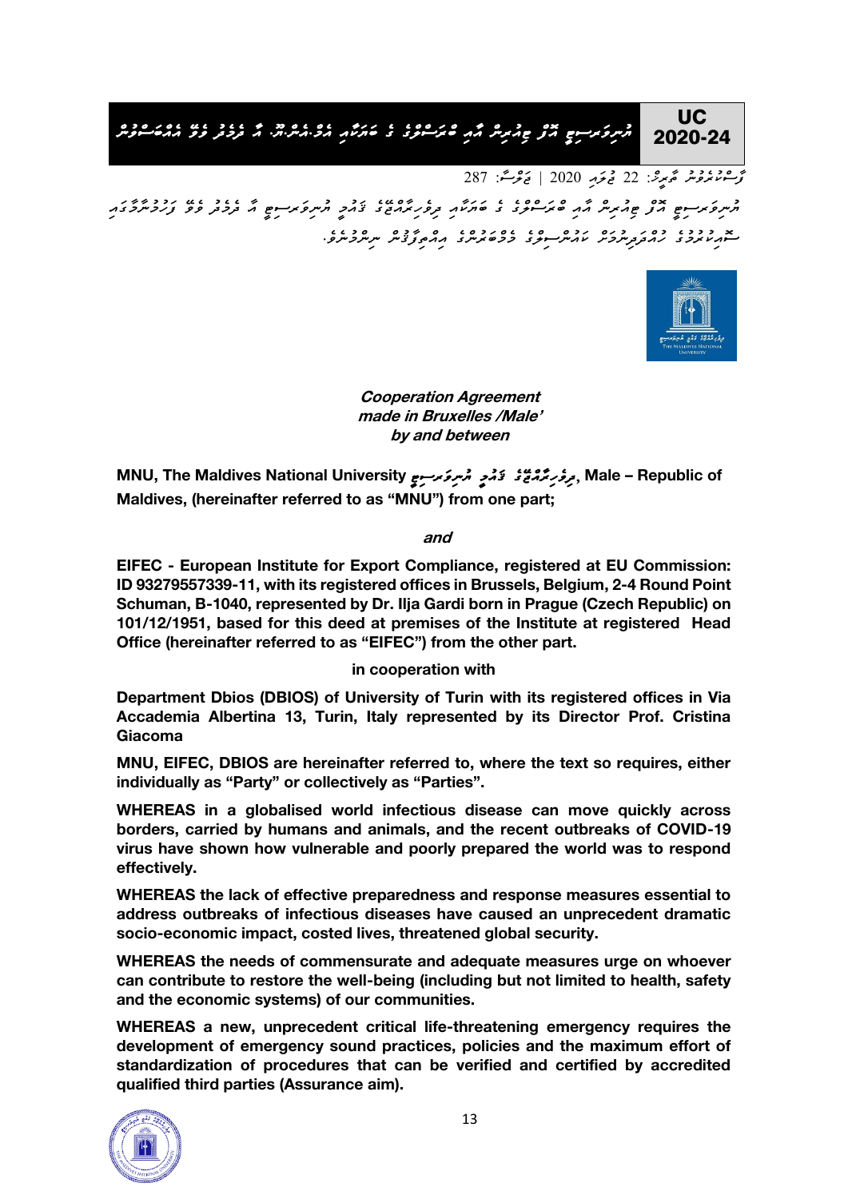***Cooperation Agreement***
***made in Bruxelles /Male'***
***by and between***

**MNU, The Maldives National University ދިވެހިރާއްޖޭގެ ޤައުމީ ޔުނިވަރސިޓީ, Male – Republic of Maldives, (hereinafter referred to as "MNU") from one part;**

***and***

**EIFEC - European Institute for Export Compliance, registered at EU Commission: ID 93279557339-11, with its registered offices in Brussels, Belgium, 2-4 Round Point Schuman, B-1040, represented by Dr. Ilja Gardi born in Prague (Czech Republic) on 101/12/1951, based for this deed at premises of the Institute at registered Head Office (hereinafter referred to as "EIFEC") from the other part.**

**in cooperation with**

**Department Dbios (DBIOS) of University of Turin with its registered offices in Via Accademia Albertina 13, Turin, Italy represented by its Director Prof. Cristina Giacoma**

**MNU, EIFEC, DBIOS are hereinafter referred to, where the text so requires, either individually as "Party" or collectively as "Parties".**

**WHEREAS in a globalised world infectious disease can move quickly across borders, carried by humans and animals, and the recent outbreaks of COVID-19 virus have shown how vulnerable and poorly prepared the world was to respond effectively.**

**WHEREAS the lack of effective preparedness and response measures essential to address outbreaks of infectious diseases have caused an unprecedent dramatic socio-economic impact, costed lives, threatened global security.**

**WHEREAS the needs of commensurate and adequate measures urge on whoever can contribute to restore the well-being (including but not limited to health, safety and the economic systems) of our communities.**

**WHEREAS a new, unprecedent critical life-threatening emergency requires the development of emergency sound practices, policies and the maximum effort of standardization of procedures that can be verified and certified by accredited qualified third parties (Assurance aim).**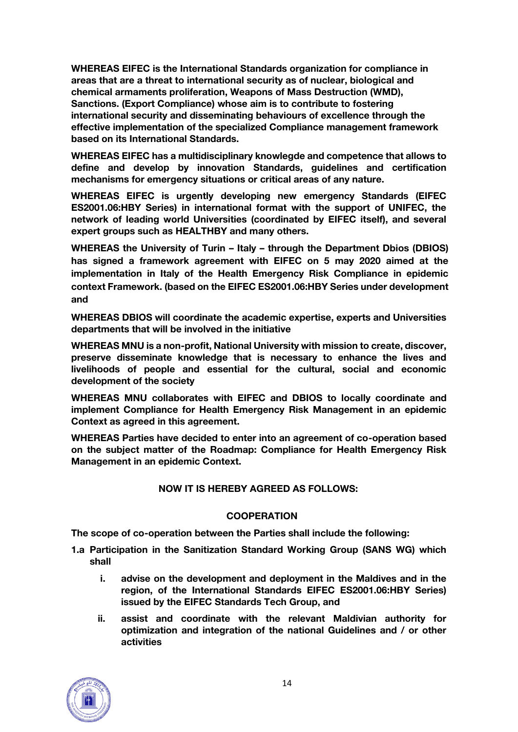**WHEREAS EIFEC is the International Standards organization for compliance in areas that are a threat to international security as of nuclear, biological and chemical armaments proliferation, Weapons of Mass Destruction (WMD), Sanctions. (Export Compliance) whose aim is to contribute to fostering international security and disseminating behaviours of excellence through the effective implementation of the specialized Compliance management framework based on its International Standards.**

**WHEREAS EIFEC has a multidisciplinary knowlegde and competence that allows to define and develop by innovation Standards, guidelines and certification mechanisms for emergency situations or critical areas of any nature.**

**WHEREAS EIFEC is urgently developing new emergency Standards (EIFEC ES2001.06:HBY Series) in international format with the support of UNIFEC, the network of leading world Universities (coordinated by EIFEC itself), and several expert groups such as HEALTHBY and many others.**

**WHEREAS the University of Turin – Italy – through the Department Dbios (DBIOS) has signed a framework agreement with EIFEC on 5 may 2020 aimed at the implementation in Italy of the Health Emergency Risk Compliance in epidemic context Framework. (based on the EIFEC ES2001.06:HBY Series under development and**

**WHEREAS DBIOS will coordinate the academic expertise, experts and Universities departments that will be involved in the initiative**

**WHEREAS MNU is a non-profit, National University with mission to create, discover, preserve disseminate knowledge that is necessary to enhance the lives and livelihoods of people and essential for the cultural, social and economic development of the society**

**WHEREAS MNU collaborates with EIFEC and DBIOS to locally coordinate and implement Compliance for Health Emergency Risk Management in an epidemic Context as agreed in this agreement.**

**WHEREAS Parties have decided to enter into an agreement of co-operation based on the subject matter of the Roadmap: Compliance for Health Emergency Risk Management in an epidemic Context.**

**NOW IT IS HEREBY AGREED AS FOLLOWS:**

**COOPERATION**

**The scope of co-operation between the Parties shall include the following:**

**1.a Participation in the Sanitization Standard Working Group (SANS WG) which shall**

- **i. advise on the development and deployment in the Maldives and in the region, of the International Standards EIFEC ES2001.06:HBY Series) issued by the EIFEC Standards Tech Group, and**
- **ii. assist and coordinate with the relevant Maldivian authority for optimization and integration of the national Guidelines and / or other activities**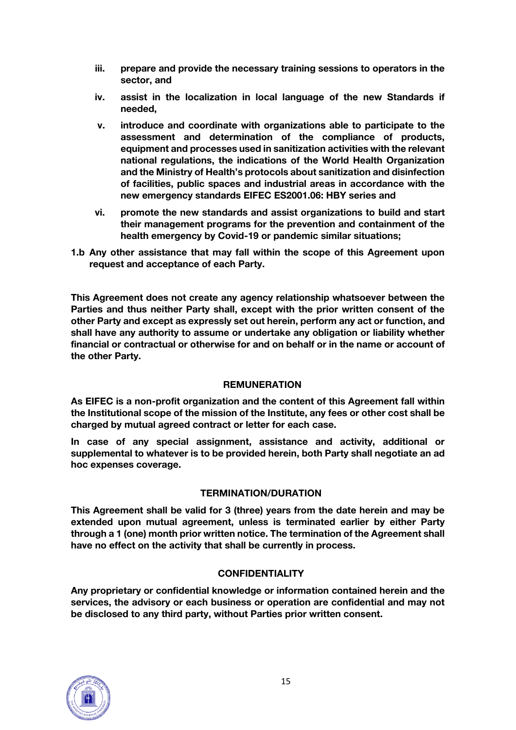**iii. prepare and provide the necessary training sessions to operators in the sector, and**

**iv. assist in the localization in local language of the new Standards if needed,**

**v. introduce and coordinate with organizations able to participate to the assessment and determination of the compliance of products, equipment and processes used in sanitization activities with the relevant national regulations, the indications of the World Health Organization and the Ministry of Health's protocols about sanitization and disinfection of facilities, public spaces and industrial areas in accordance with the new emergency standards EIFEC ES2001.06: HBY series and**

**vi. promote the new standards and assist organizations to build and start their management programs for the prevention and containment of the health emergency by Covid-19 or pandemic similar situations;**

**1.b Any other assistance that may fall within the scope of this Agreement upon request and acceptance of each Party.**

**This Agreement does not create any agency relationship whatsoever between the Parties and thus neither Party shall, except with the prior written consent of the other Party and except as expressly set out herein, perform any act or function, and shall have any authority to assume or undertake any obligation or liability whether financial or contractual or otherwise for and on behalf or in the name or account of the other Party.**

## REMUNERATION

**As EIFEC is a non-profit organization and the content of this Agreement fall within the Institutional scope of the mission of the Institute, any fees or other cost shall be charged by mutual agreed contract or letter for each case.**

**In case of any special assignment, assistance and activity, additional or supplemental to whatever is to be provided herein, both Party shall negotiate an ad hoc expenses coverage.**

## TERMINATION/DURATION

**This Agreement shall be valid for 3 (three) years from the date herein and may be extended upon mutual agreement, unless is terminated earlier by either Party through a 1 (one) month prior written notice. The termination of the Agreement shall have no effect on the activity that shall be currently in process.**

## CONFIDENTIALITY

**Any proprietary or confidential knowledge or information contained herein and the services, the advisory or each business or operation are confidential and may not be disclosed to any third party, without Parties prior written consent.**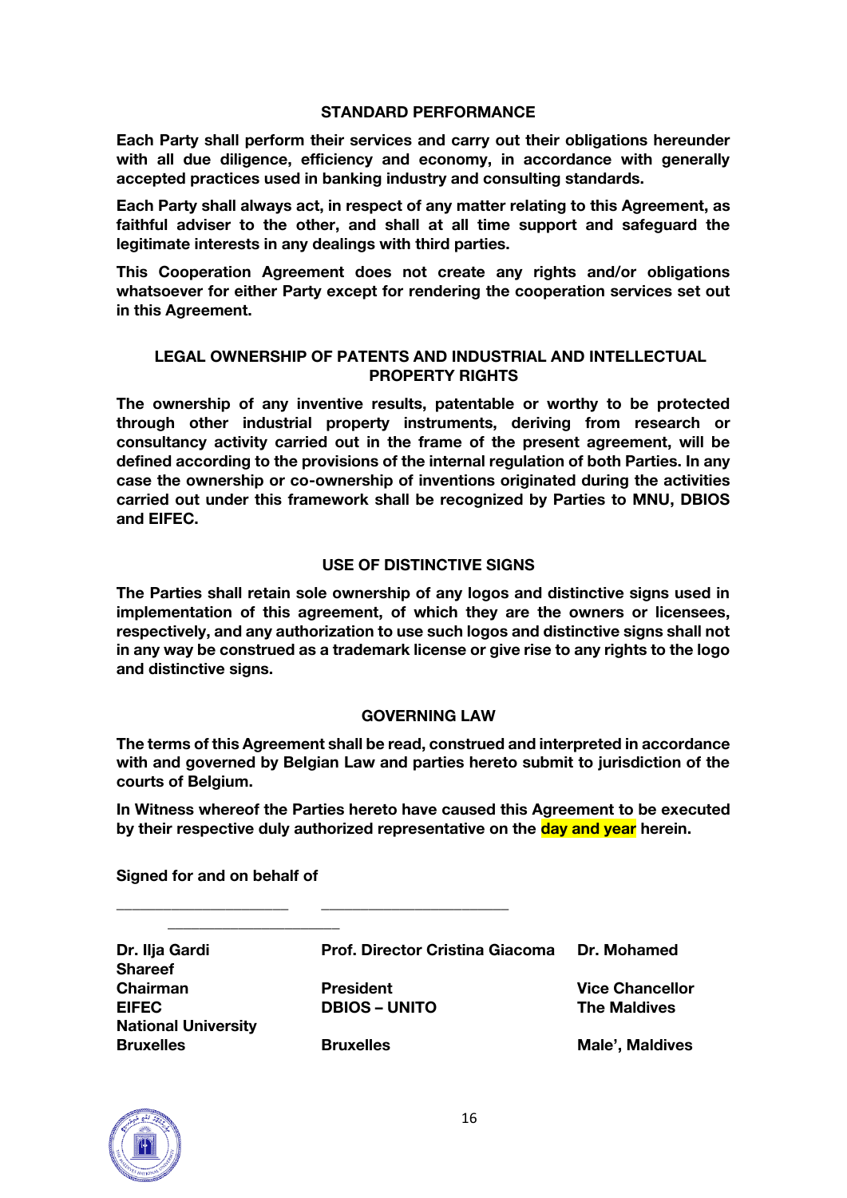## STANDARD PERFORMANCE

**Each Party shall perform their services and carry out their obligations hereunder with all due diligence, efficiency and economy, in accordance with generally accepted practices used in banking industry and consulting standards.**

**Each Party shall always act, in respect of any matter relating to this Agreement, as faithful adviser to the other, and shall at all time support and safeguard the legitimate interests in any dealings with third parties.**

**This Cooperation Agreement does not create any rights and/or obligations whatsoever for either Party except for rendering the cooperation services set out in this Agreement.**

## LEGAL OWNERSHIP OF PATENTS AND INDUSTRIAL AND INTELLECTUAL PROPERTY RIGHTS

**The ownership of any inventive results, patentable or worthy to be protected through other industrial property instruments, deriving from research or consultancy activity carried out in the frame of the present agreement, will be defined according to the provisions of the internal regulation of both Parties. In any case the ownership or co-ownership of inventions originated during the activities carried out under this framework shall be recognized by Parties to MNU, DBIOS and EIFEC.**

## USE OF DISTINCTIVE SIGNS

**The Parties shall retain sole ownership of any logos and distinctive signs used in implementation of this agreement, of which they are the owners or licensees, respectively, and any authorization to use such logos and distinctive signs shall not in any way be construed as a trademark license or give rise to any rights to the logo and distinctive signs.**

## GOVERNING LAW

**The terms of this Agreement shall be read, construed and interpreted in accordance with and governed by Belgian Law and parties hereto submit to jurisdiction of the courts of Belgium.**

**In Witness whereof the Parties hereto have caused this Agreement to be executed by their respective duly authorized representative on the day and year herein.**

**Signed for and on behalf of**

| ______________________ | ________________________ | ______________________ |
|---|---|---|
| **Dr. Ilja Gardi** | **Prof. Director Cristina Giacoma** | **Dr. Mohamed Shareef** |
| **Chairman** | **President** | **Vice Chancellor** |
| **EIFEC** | **DBIOS – UNITO** | **The Maldives National University** |
| **Bruxelles** | **Bruxelles** | **Male', Maldives** |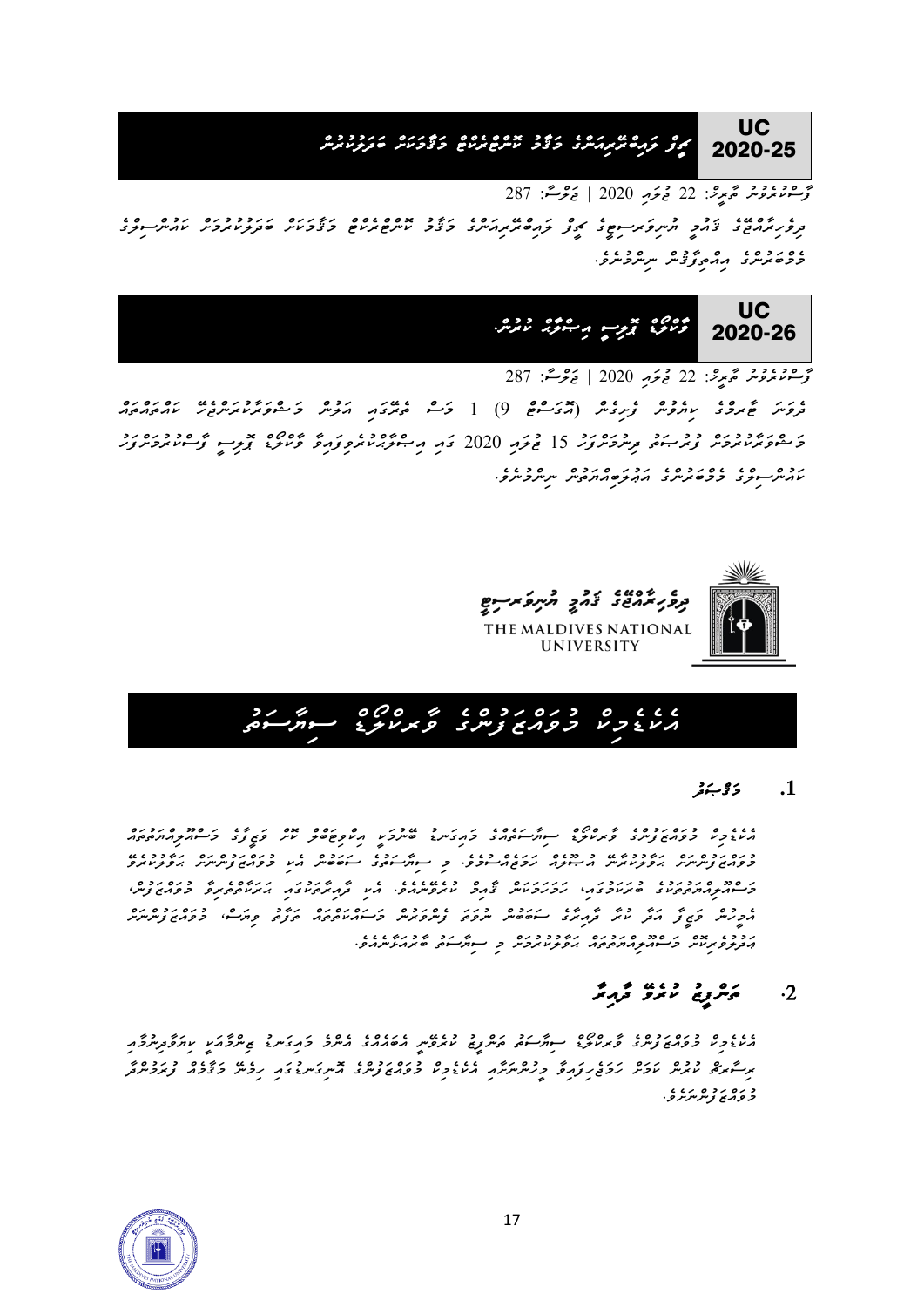# UC 2020-25 ޗީފް ލައިބްރޭރިއަންގެ މަޤާމު ކޮމްޕްރެހެންސިވް މަޤާމަކަށް ބަދަލުކުރުން

ފާސްކުރެވުނު ތާރީޚު: 22 ޖުލައި 2020 | ޖަލްސާ: 287

ދިވެހިރާއްޖޭގެ ޤައުމީ ޔުނިވަރސިޓީގެ ޗީފް ލައިބްރޭރިއަންގެ މަޤާމު ކޮމްޕްރެހެންސިވް މަޤާމަކަށް ބަދަލުކުރުމަށް ކައުންސިލުގެ މެމްބަރުންގެ އިއްތިފާޤުން ނިންމުނެވެ.

# UC 2020-26 މާލިއްޔާ ޕޮލިސީ އިސްލާހު ކުރުން.

ފާސްކުރެވުނު ތާރީޚު: 22 ޖުލައި 2020 | ޖަލްސާ: 287

ދުވަސް ތާރީޚުގެ ސިޔާސަތު ފެށިގެން (ނުވަ 9) 1 މަސް ބެހެއްޓުމަށް އަދި ކަރަންޓް ސިއްކަރުކުރެވިފައިވާ ކަރަންސީ ވަކިކުރުމަށް ނިންމައިފައި 15 ޖުލައި 2020 ގައި އިސްލާހުކުރެވިފައިވާ މާލިއްޔާ ޕޮލިސީ ފާސްކުރުމަށް ކައުންސިލުގެ މެމްބަރުންގެ އަޣުލަބިއްޔަތުން ނިންމުނެވެ.

ދިވެހިރާއްޖޭގެ ޤައުމީ ޔުނިވަރސިޓީ
THE MALDIVES NATIONAL UNIVERSITY

# އެކެޑެމިކް މުވައްޒަފުންގެ ޕްރޮމޯޝަން ސިޔާސަތު

## 1. މަޤްޞަދު

އެކެޑެމިކް މުވައްޒަފުންގެ ޕްރޮމޯޝަން ސިޔާސަތުގެ މަޤްޞަދަކީ ޔުނިވަރސިޓީ ބޭނުންވާ ފެންވަރުގެ މަސައްކަތްތެރިން ބިނާކުރުމަށްޓަކައި ކަމާބެހޭ ބާރުތައް ދީ އެކެޑެމިކް މުވައްޒަފުންނާ ގުޅުންހުރި ކަންތައްތަކުގައި މުވައްޒަފުން ހިތްވަރު ދިނުމެވެ. މި ސިޔާސަތުގެ ސަބަބުން އެކި މުވައްޒަފުންނަށް ޚާއްޞަ ކުރެވިފައިވާ ޕްރޮމޯޝަން ދިނުމުގައި ބަލާނެ ކަންކަމާއި، އެކަމާ ގުޅުންހުރި ޕޮލިސީތައް ތަރުތީބުކޮށް ފާހަގަކުރުމާއި، މުވައްޒަފުންގެ ޕްރޮމޯޝަންގެ ދާއިރާގައި މުވައްޒަފުންނަށް ވަރަށް ރަނގަޅު ގޮތެއް ހޯދައިދިނުން ހިމެނެއެވެ.

## 2. ތަޠްބީޤު ކުރާނެ ދާއިރާ

އެކެޑެމިކް މުވައްޒަފުންގެ ޕްރޮމޯޝަން ސިޔާސަތު ތަޠްބީޤު ކުރެވޭނީ އަސާސީގޮތުން މުއައްސަސާގެ ތަޢުލީމީ ދާއިރާގައި މަސައްކަތްކުރާ ދިވެހިރާއްޖޭގެ ޤައުމީ ޔުނިވަރސިޓީގެ އެކެޑެމިކް މުވައްޒަފުންނަށެވެ.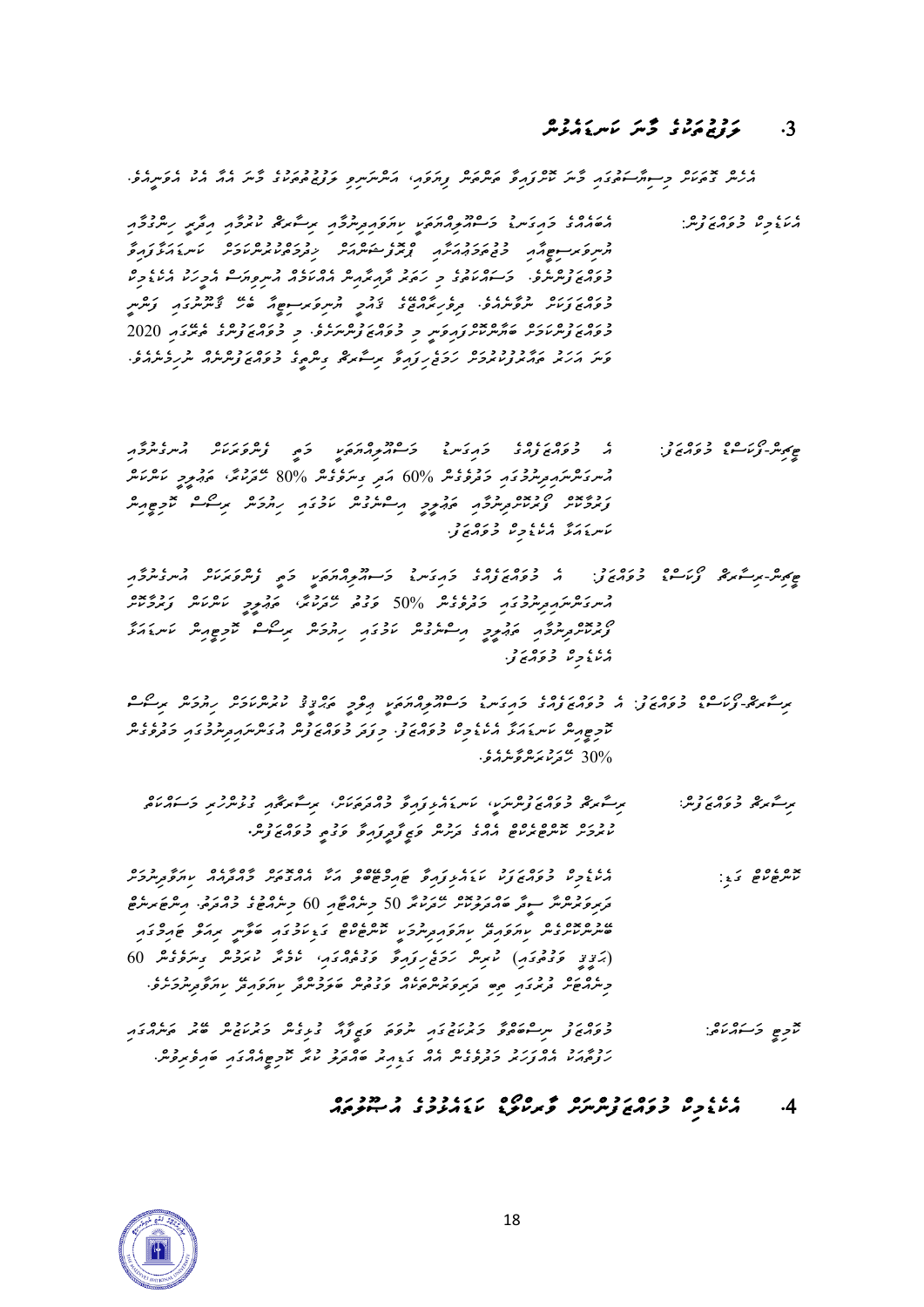## 3. ވަޒީފާތަކުގެ މާނަ ކަނޑައެޅުން

އެހެން ގޮތަކަށް މިސިޔާސަތުގައި މާނަކޮށްފައިވާ ތަންތަން ފިޔަވައި، އަންނަނިވި ވަޒީފާތަކުގެ މާނަ އަކީ އެއީއެވެ.

**އެކަޑެމިކް މުވައްޒަފުން:** އެބައެއްގެ މައިގަނޑު މަސްއޫލިއްޔަތު ކިޔަވައިދިނުމާއި ރިސާރޗް ކުރުމާއި އިލްމީ އިންޑަސްޓްރީއާއި މުޖުތަމަޢު ޚިދުމަތް ފެތޭގޮތަށް ފުޅާކުރާ ކަސްޓަމަރުން ކަނޑައަޅާފައިވާ މުވައްޒަފުންނެވެ. މަސައްކަތްތަކުގެ މި ހަމަ ދާއިރާއިން އެއްކޮށް އިންޓަރނޭޝަނަލް އެކަޑެމިކް މުވައްޒަފަކަށް ނުވާނެއެވެ. ދިވެހިރާއްޖޭގެ ޤައުމީ ޤަވާއިދުގެ ބައިނަލްއަޤްވާމީ ފެންވަރުގައި ފަރުމާ މުވައްޒަފުންގެ ބޭނުންތަކަށް ހާސިލުވާގޮތަށް މި މުވައްޒަފުންނެވެ. މި މުވައްޒަފުންގެ ތެރޭގައި 2020 ވަނަ އަހަރު ބައިނަލްއަޤްވާމީ ހިސާބުން ރިސާރޗް ޑިގްރީ މުވައްޒަފުންނާ ނުހިމެނެއެވެ.

**ފުލް-ޓައިމް މުވައްޒަފު:** އެ މުވައްޒަފެއްގެ މައިގަނޑު މަސްއޫލިއްޔަތު މަތީ ފެންވަރުގައި އުނގަންނައި އުނގަންނައިދިނުމުގައި މަދުވެގެން 60% އާއި ގިނަވެގެން 80% ގަޑިއިރު، ތައުލީމީ ކަންކަން ފުރިހަމަކުރުމަށް ދަސްކުރުންތަކާއި ތައުލީމީ ދިރާސާގެ ކަރުދާސް ހިއްސާކުރުމާއި ރިސާރޗް ޕްރޮޖެކްޓް ކަނޑައަޅާ އެކަޑެމިކް މުވައްޒަފު.

**ފުލް-ރިސާރޗް ޓައިމް މުވައްޒަފު:** އެ މުވައްޒަފެއްގެ މައިގަނޑު މަސްއޫލިއްޔަތު މަތީ ފެންވަރުގައި އުނގަންނައި އުނގަންނައިދިނުމުގައި 50% ވުރެ ގަޑިއިރު، ތައުލީމީ ކަންކަން ފުރިހަމަކުރުމާއި ތައުލީމީ ދިރާސާގެ ކަރުދާސް ހިއްސާކުރުމާއި ރިސާރޗް ޕްރޮޖެކްޓް ކަނޑައަޅާ އެކަޑެމިކް މުވައްޒަފު.

**ރިސާރޗް-ޓައިމް މުވައްޒަފު:** އެ މުވައްޒަފެއްގެ މައިގަނޑު މަސްއޫލިއްޔަތު ދިރާސީ ތަޙްޤީޤު ކުރުމުގެ ހިސާބުން ރިސާރޗް ޕްރޮޖެކްޓް ކަނޑައަޅާ އެކަޑެމިކް މުވައްޒަފު. މިގޮތުގެ މުވައްޒަފުން އުނގަންނައިދިނުމުގައި ހޭދަކުރަން 30% ގަޑިއިރު ކަނޑައެޅިގެންވެއެވެ.

**ރިސާރޗް މުވައްޒަފުން:** ރިސާރޗް މުވައްޒަފުންނަކީ، ކަނޑައެޅިފައިވާ ދުއްތޮރުތަކަށް، ރިސާރޗާއި ގުޅުނު ދިރާސާ ކުރުމުގެ މަސައްކަތަށް ކޮންޓްރެކްޓް އެއްގެ ދަށުން ވަޒީފާއަށް ނެގޭ މުވައްޒަފުން.

**ކޮންޓެކްޓް ގަޑި:** އެކަޑެމިކް މުވައްޒަފަކު ކަނޑައެޅިފައިވާ ކޯސްތަކުގެ ތަފްޞީލަށް ފެތޭގޮތަށް މަޢުލޫމާތު ހިއްސާކުރުމަށް ދިރާސާކުރާ ސިލަބަސް ބަލައިގަތުމަށް 50 ގަޑިއިރު 60 މިނެޓުގެ ގަޑިތަކެއް. ލެކްޗަރ ސެމިނާރަކުން ކިޔަވައިދިނުމަށް ކޮންޓެކްޓް ގަޑިތަކަކީ (ޓިއުޓޯރިއަލް) ކުރުން ހަމަޖެހިފައިވާ 60 މިނެޓަކަށް ކިޔަވައިދިނުމަށް ހަމަޖެހިފައިވާ ގަޑިތަކެވެ.

**ކޯސް މަސައްކަތް:** މުވައްޒަފު ކޯސްތަކުގައި ކިޔަވައިދިނުމުގެ ޒިންމާ ހަވާލުވެފައިވާ މަސައްކަތްތަކާއި ގުޅޭ ގޮތުން ކުރަންޖެހޭ އެހެނިހެން މަސައްކަތްތަކެވެ.

## 4. އެކަޑެމިކް މުވައްޒަފުންނަށް ފާރިތާގެ ކަނޑައެޅުމުގެ އިސްލޫބުތައް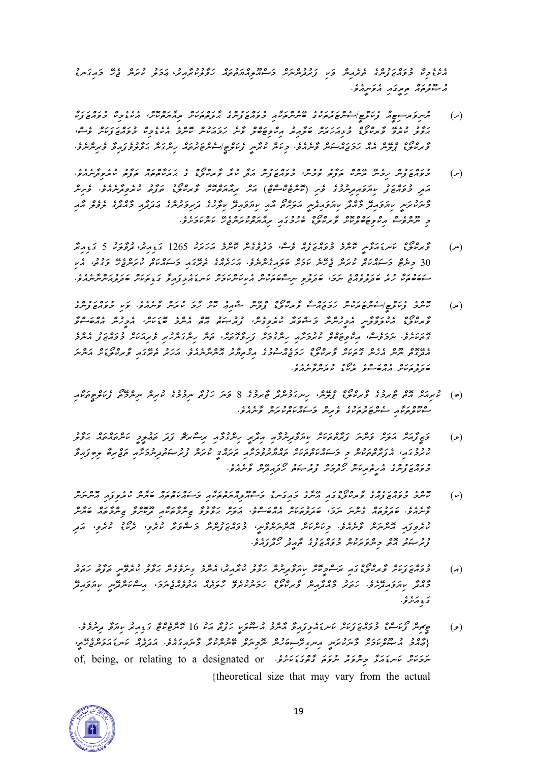އެކުލެވިގެން މުވައްޒަފުންގެ ބޭރުން ތިރީ ފަރާތުން މަސްއޫލިއްޔަތު ހަވާލުކުރާނީ، އަދި ކުރިން ބުނެވުނު ފަދައިން ހަމަ ސިފައިގެ ގޮތުގައެވެ. އިސްތިޢުމާލު ތިރީގައި އެވަނީއެވެ.

(ހ) ޔުނިވަރސިޓީ/ސްކޫލުތަކުގެ ލޯގޯ ބޭނުންކުރާއިރު ޔުނިވަރސިޓީގެ ލޯގޯއާއި ގުޅުވައިގެން ބޭނުންކުރަންވާނީ، އެކުލެވޭ މުވައްޒަފުންގެ ތެރެއިން ކަނޑައަޅާ ގޮތަށް، ލޯގޯގެ ބޭނުން ކުރުމުގެ ޤަވާޢިދާއި އެއްގޮތަށް ހުށަހަޅައިގެން ހުއްދަ ހޯދުމަށްފަހުގައެވެ. ލޯގޯ ބޭނުންކުރާނީ ޔުނިވަރސިޓީ/ސްކޫލްގެ ނަމާއި އެކުގައި ފާހަގަކުރެވޭ ގޮތަށެވެ.

(ށ) މުވައްޒަފުން ހިމެނޭ ކޮމިޓީ ތަކުގެ މަސައްކަތް ކުރާނީ ކޮމިޓީ ހިންގާ ގަވާއިދާއި އެއްގޮތަށެވެ. އަދި މުވައްޒަފު ހިންގައިދޭނެ ފަރާތް (ކޮލެޖް/ސްކޫލް) އެވަނީ ތިރީގައި ލޯގޯގެ ބޭނުން ކަނޑައަޅާފައެވެ. ފެކަލްޓީ ހިންގައިދޭނެ މުދަލާއި ހިންގައިދޭ ފަރާތާއި ގުޅޭ ވަކިވަކި ކަންކަމުގައި ޢަމަލުކުރަންވާނީ ވެސް ހަމަ ލޯގޯގެ ބޭނުން ކުރުމާއި ގުޅޭ ގަވާއިދުގެ ދަށުންނެވެ.

(ނ) ލޯގޯގެ ކުލަ ބޭނުންކުރަންވާނީ ޕެންޓޯން 1265 ކުލައިން، ފޮންޓުގެ ސައިޒު 5 ޕޮއިންޓް އަދި 30 މިލިމީޓަރު ދިގުމިނުގައި ހުރި ގޮތަށެވެ. އަދި އެހެން ކުލައެއް ބޭނުންކުރެވޭނީ ހަމައެކަނި ކަނޑައެޅިފައިވާ ގޮތެވެ. ސަރުކާރުގެ ބަޔަކު ހުރިހާ ކަމެއްގައި ބޭނުން ކުރެވޭނީ ކަނޑައެޅިފައިވާ ގޮތަށެވެ.

(ރ) ރަސްމީ ފޮނުވާ/ސްކޫލްތަކުގެ ހަދައިފައިވާ ލޯގޯގެ ނިޝާން ބޭނުންކުރާއިރު ކަރުދާހުގެ ލޯގޯ ރަނގަޅަށް ފެންނަން ވާނެއެވެ. ވީ މުވައްޒަފުންގެ ލޯގޯ އެކުލެވިފައިވާ އެއްޗެއްގައި ކުލަ ތަފާތުވާ ގޮތަށް ބޭނުން ނުކުރެވޭނެއެވެ. ސަރުކާރު، އިލެކްޓްރޯނިކް ބޭނުމަށް ހިފާ ލޯގޯ ބޭނުންކުރާއިރު ވެސް މުވައްޒަފުން ކަނޑައެޅޭ ގޮތަށް ބޭނުން ކުރަންވާނެއެވެ. އެއްވެސް ގޮތަކަށް ލޯގޯ ބަދަލު ނުކުރާނެއެވެ. އަދި ސްކޫލްގެ ލޯގޯ ބަދަލު ކުރުމަށް ހުއްދަ ނުދެވޭނެއެވެ.

(ބ) ކުރިއަށް ދާ ގޮތުގައި ލޯގޯގެ ސައިޒު، ކަރުދާހުގެ 8 ވަނަ ހިސާބުން ހިމެނޭ ފަދަ ގޮތަކަށް ލޯގޯ ބޭނުންކުރެވިދާނެއެވެ. ސްކޫލްތަކުގެ ލޯގޯ ވެސް މިގޮތަށް ބޭނުން ކުރެވިދާނެއެވެ.

(ޅ) ލޯގޯ ޗާޕު ކުރުމާއި ޑިޒައިން ކުރުމަށް ހަމަޖެހިފައިވާ ގޮތަށް ކަނޑައެޅިފައިވާ ކުލަތަކާއި ސައިޒު ބޭނުންކުރަންވާނެއެވެ. އެފަދަ ގޮތްތަކަށް ބަދަލު ގެނެވޭނީ ކަނޑައެޅިފައިވާ ފަރާތުން ހުއްދަ ދީފިނަމައެވެ. ވީމާ ހުރިހާ ޗާޕެއްގައި ލޯގޯގެ ސައިޒު ރަނގަޅަށް ބެލެހެއްޓުމަށް ފާހަގަކުރަންވާނެއެވެ.

(ކ) ރަސްމީ މުވައްޒަފުންގެ ލޯގޯތަކުގައި ހިމެނޭ ކުލަތަކާއި ސިފަތައް އެކުލެވިފައިވާ ގޮތުގެ މަޢުލޫމާތު ދެވިފައި ވާނީ ތިރީގައެވެ. ކަރުދާހުގެ ގޮތް ކަނޑައެޅި، އަދި ފަހުން ސައިޒު ކަނޑައަޅާ ގޮތް ކުރިއަށް ދާނެ ގޮތް ހަމަޖެއްސުމަށެވެ. ވީމާ ލޯގޯގެ ގޮތް ކަނޑައެޅިފައި، މުވައްޒަފުންނަށް ފެންނަ ގޮތަށް ބޭނުން ކުރެވޭނީ ކަރުދާހުގައެވެ. އަދި ފޮނުވާ ކަރުދާސް ތަކުގައި ލޯގޯ ބޭނުން ކުރެވޭނެއެވެ.

(އ) މުވައްޒަފުން ލޯގޯގެ ބޭނުން ހިފާ ތަކެތީގައި ހުރި ސައިޒާއި ފޮންޓު ގެނެސް ހިމަނަން ވާނީ ކަނޑައެޅިފައިވާ ގޮތަށެވެ. ހަމައެކަނި ލޯގޯ ހިފާ ގޮތް ބަލައި ކުރިއަށް ދާނީ އެ ޤަވާޢިދާއި އެއްގޮތަށެވެ.

(ވ) ބޯޑިން ކާޑުތަކާއި މުވައްޒަފުން ކަނޑައަޅާ ގޮތުގައި ލިޔެކިޔުމަށް ބޭނުން ކުރާ 16 ޕޮއިންޓްގެ ފޮންޓު ބޭނުން ކުރަންވާނެއެވެ. {އެއީ އިސްތިޢުމާލުކުރާ މަޢުލޫމާތު ނޮމިނަލް ސައިޒުގެ ގޮތުގައި ބެލޭނީއެވެ. އަދި ކަނޑައެޅިފައިވާ ސައިޒު، of, being, or relating to a designated or ނަމަވެސް ކަނޑައެޅޭ ގޮތަކަށް ބަދަލުވެދާނެއެވެ. {theoretical size that may vary from the actual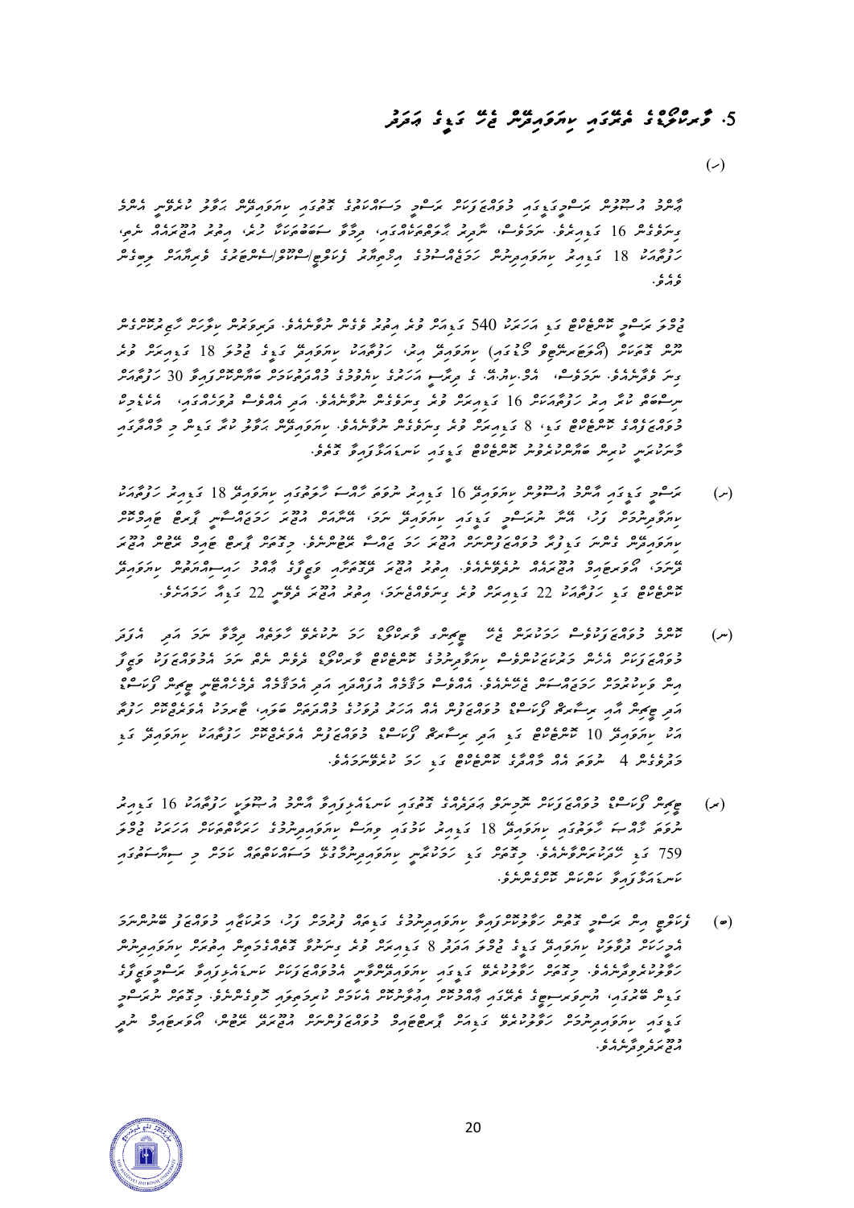# 5. ވާރުތާގެ ތަރުކާގައި ކިޔަވައިދިން ދޫކުރި ގޮތް

(ހ)

އާންމު އުސޫލުން ރަސްމީގެގައި މުވައްޒަފުން ކަސްރަތުގެ ގަޑީގައި ކިޔަވައިދީން ހަމަޖެހުމުގެ ކުރިން އެންމެ ފަހުން 16 ގަޑިއިރެވެ. ނަމަވެސް، ޝަރީޢަ ޕްރޮގްރާމްގައި، ދިވާ ސަބްޖެކްޓް ހުރި، އިތުރު އުޅޭރައްކާ ނޫނީ، ހަފްތާއަކު 18 ގަޑިއިރު ކިޔަވައިދިނުން ހަމަޖެއްސުމުގެ އިޖުރާއާތު ފުރިހަމަކޮށް ބެލުމަށް ލިޔުމަށް ފެށުނެވެ.

ޖުމްލަ ރަސްމީ ކޯސްތަކުގެ ގޮތުގައި އަހަރަކު 540 ގަޑިއިރު ވުރެ އިތުރު ވެގެން ނުވާނެއެވެ. ދަރިވަރުން ކިޔާނަން ހާޒިރުވާކަށް ނޫން ބޭރަށް (ޑިޕްލޮމާ ސަރުޓިފިކެޓް ކޯސްތައް) ކިޔަވައިދިނުން އިރު، ހަފްތާއަކު ކިޔަވައިދީ ގަޑީގެ ޖުމްލަ 18 ގަޑިއިރަށް ވުރެ ގިނަ ވާނެއެވެ. ނަމަވެސް، އެމް.ކިއު.އޭ. ގެ ދިރާސާ އަހަރުގެ ކިޔުވުމުގެ މުއްދަތުގެ ތެރޭގައިވާ ބައިނަލްއަގުވާމީ 30 ހަފްތާއަށް ނިސްބަތް ކުރާ އިރު ހަފްތާއަކަށް 16 ގަޑިއިރަށް ވުރެ ގިނަވެގެން ނުވާނެއެވެ. އަދި އެއްވެސް ދުވަހެއްގައި، އެކަށީގެން މުވައްޒަފެއްގެ ކޯސްތަކުގެ ގަޑި، 8 ގަޑިއިރަށް ވުރެ ގިނަވެގެން ނުވާނެއެވެ. ކިޔަވައިދީން ހަވާލު ކުރާ ގަޑިން ވ މުއައްސަސާގެ މާނަކަމަށް ކުރިން ބައްލަވާހަމަ ކޯސްތަކުގެ ގަޑީގައި ކަނޑައަޅާފައިވާ ގޮތެވެ.

(ހ) ރަސްމީ ގަޑީގައި އާންމު އުސޫލުން ކިޔަވައިދީ 16 ގަޑިއިރު ނުވަތަ ހާއްސަ ހާލަތްތަކުގައި ކިޔަވައިދީ 18 ގަޑިއިރު ހަފްތާއަކު ކިޔާވާނުކުރުން ފަހު، އެހާ ނުރަސްމީ ގަޑީގައި ކިޔަވައިދީ ނަމަ، އެއްކަމަކު އިތުރު ހަރަކާތްތަކުގައި ޝާމިލުވާނަމަ ފާރިޖު ޖަރީމާ ޓައިމް ކިޔަވައިދީން ގެންދަނީ ގަޑިއިރު މުއައްސަސާގެ ހާލަތް ހިފާނެ ގަޑިއިރުގެ ގޮތުގައި އެވެ. މިގޮތުން ފާރިޖު ޖަރީމާ ވޯރކް ކުރާނެ ހަފްތާގެ ގަޑިތަކަށް، ޕްރޮގްރާމްގެ އެޑިޝަނަލް އެންވެލޮޕްމަންޓް ތިރާ ސަރަހައްދު ގޮތަކީ އެހެން އެއާމުއްދަތުގަ ކޯސްޓު ފީ ބޭނުންކުރަންޖެހޭ ހާލަތްތައް ކިޔަވައިދިނުން ކޯސްތަކުގެ ގަޑި ހަފްތާއަކު 22 ގަޑިއިރަށް ވުރެ ގިނަވެގެންނުވާނެ، އިތުރު ކޯސް ހުރިނަމަ 22 ގަޑި ހަމަވާނެއެވެ.

(ނ) ކޯސް މުވައްޒަފުންގެ ހަމަޖެހިފައިވާ ދޫކުރާ ވާރުތާތަކާ ގުޅިގެން ހާލަތުގައި ނުވަތަ ކޯސްތަކުގެ ކިޔަވައިދިނުމުގެ އިތުރު ވަސީލަތްތައް މަދުކަމުން އިތުރު ގަޑިއިރު ނޫން އެކަމަށް މުވައްޒަފުން ލިބޭ ވަގުތު ކިޔަވައިދިނުމުގެ ކޯސްތަކުގެ ތަރުކާގައި ކިޔަވައިދިނުމުން ނާ ނޫނީ ހޯދުމަށް ކާމިޔާބުވާ ވެއެވެ. އެއްވެސް މައްސަލައެއް ދިމާވެއްޖެނަމަ ދެ ތިން ހަފްތާ ހާލަތުގައި ޗެކްސް ދިއްލުވުމުގެ ރަސްމީ ތަރުތީބުން އިތުރު ޓީޗަރުން ގަބޫލުކުރާނެ ގޮތަކަށް ހަފްތާއަކު ޓީޗަރުންނަށް ކިޔަވައިދިނުމުގެ ހަފްތާއަކު 10 ކޯސްތަކަށް ވުރެ ގިނަ ޗެކްސް މުވައްޒަފުން މަސައްކަތްކުރާނެ ހަފްތާއަކު ކިޔަވައިދީ ގަޑި މަދުވެގެން 4 ނުވަތަ އޭގެ މަތީގެ ކޯސްތަކުގައި ހަމަ ކިޔަވާދެނީއެވެ.

(ރ) ޗެކްސް ވާރުތާގެ މުވައްޒަފުން ހާޒިރުވާ އަދަދުތަކުގެ ގަޑީގައި ކަނޑައަޅާފައިވާ އާންމު އުސޫލުގެ ހަފްތާއަކު 16 ގަޑިއިރު ނުވަތަ ހާއްސަ ހާލަތްތަކުގައި ކިޔަވައިދީ 18 ގަޑިއިރު ކަމުގައި ވިޔަސް ކިޔަވައިދިނުމުގެ ހަރަކާތްތަކުގެ އަހަރަކު ޖުމްލަ 759 ގަޑި ހަމަކުރާ ނަމަވެސް ކަމަށް ރަސްމީ ގަޑީގައި ކިޔަވައިދިނުމުގެ މުސާރައާއި ކޯސްތަކުގެ ކުރިން މަސައްކަތްތަކުގެ ކަނޑައަޅާފައިވާ ކަނޑައަޅާ ކޮށްދެއްވާނެއެވެ.

(ބ) ޕެކޭޖް އިން ރަސްމީ ގަޑިން ހަފްތާއިން ކިޔަވައިދިނުމާއި ކިޔަވައިދިނުމުގެ ގަޑިތަކަށް ވުރެ، މަސައްކަތުގެ މުވައްޒަފު ބޭނުންކުރަ އެޑިޝަނަލް ހާލަތު ކިޔަވައިދިނުމުގެ ގަޑީގެ ޖުމްލަ އަހަރު 8 ގަޑިއިރަށް ވުރެ ގިނަވާނަމަ މުވައްޒަފުގެ އިތުރަށް ކިޔަވައިދިނުން ހަވާލުކުރާނެ ހާލަތުގައި ކިޔަވައިދިނުމުގެ އެއްވެސް ކަނޑައަޅާ ރަސްމީ ކޯސްތަކުގެ ގަޑިން ބޭރުގައި، އުނިވަރސިޓީގެ ތަރުކާގައި އައިޓަމްތައް އިތުރުކުރާނެ ހަރަކާތެއް ކުރުމަށް ހުއްދަދެވޭނެއެވެ. މިގޮތުން ރަސްމީ ގަޑީގައި ކިޔަވައިދިނުމުގެ ހަފްތާއަކު ގަޑިއިރު ޕާރޓް ޓައިމް މުވައްޒަފުން ލިބިދޭ ރާއްޖޭގައި، ކޯސް ޓީޗަރުން ނުލިބި އިތުރުވެފައިވާނެއެވެ.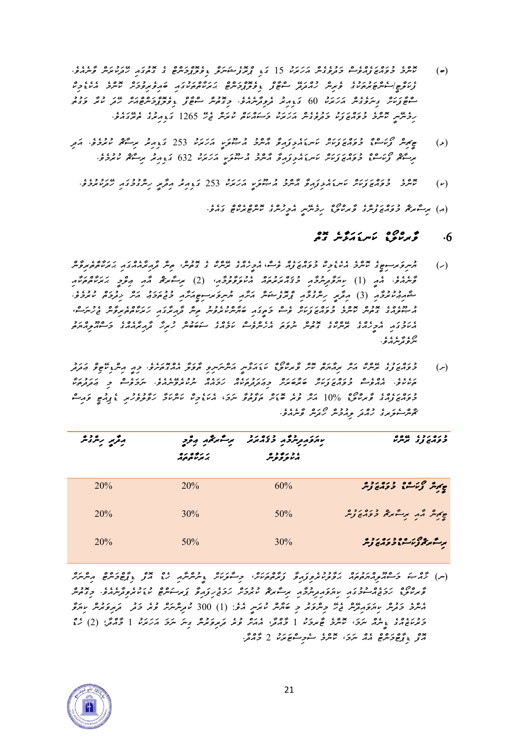(ބ) ކޯހުގެ މުއްދަތުގެ ތެރެއިން މަދުވެގެން އަހަރަކު 15 ގަޑި ޕްރޮފެޝަނަލް ޑިވެލޮޕްމަންޓް ގެ ގޮތުގައި ކުރަމުން ދާންވާނެއެވެ. ޔުނިވަރސިޓީ/ސަނަދުދޭ ފަރާތުން ހުއްދަދީ ސްޓާފް ޑިވެލޮޕްމަންޓް ޕްރޮގްރާމްތަކުގައި ބައިވެރިވެގެން ކޯހުގެ އެކަށީގެން ސްޓަޑީޒަށް ގިނަވެގެން އަހަރަކު 60 ގަޑިއިރު ދިނުމަށް ހުއްދަ ދެވިދާނެއެވެ. މިގޮތުން ސްޓާފް ޑިވެލޮޕްމަންޓަށް ކުރާ ކޮށް ވަގުތު ހިސާބު ކުރާނީ ކޯހުގެ މުއްދަތަށް ދެވުނު އަހަރަކު މަސައްކަތު ކުރަން ޖެހޭ 1265 ގަޑިއިރުގެ ތެރޭގައެވެ.

(ޅ) ޗީފް ޕްރޮފެސަރ މުވައްޒަފުން ކަސްޓަމައިޒްވާ އޮންލައިން އޭޖެންސީ އަހަރަކު 253 ގަޑިއިރު ދިނުމަށް ކުރެވޭނެ. އަދި ސީނިއަރ ޕްރޮފެސަރ މުވައްޒަފުން ކަސްޓަމައިޒްވާ އޮންލައިން އޭޖެންސީ އަހަރަކު 632 ގަޑިއިރު ދިނުމަށް ކުރެވޭނެ.

(ކ) ކޯހުގެ މުވައްޒަފުން ކަސްޓަމައިޒްވާ އޮންލައިން އޭޖެންސީ އަހަރަކު 253 ގަޑިއިރު އިދާރީ ހިންގުމުގައި ހޭދަކުރެވޭނެ.

(އ) ސީނިއަރ މުވައްޒަފުންގެ ޕްރޮފެސަރުގެ ހިލާބު އެކުލަވާ ކޯސްތަކާއި ގުޅޭ.

## 6. ޕްރޮފެސަރުންގެ މަސައްކަތުގެ ގޮތް

(ހ) އިންޓަރނޭޝަނަލް ކޯހުގެ އެކަށީގެން މުވައްޒަފުން ފިލާ، އެހީތެރިކަމުގެ ގޮތުގައި ގިނަ ގަޑިއިރުގެ ގޮތުން، ކިޔަވައިދިނުމުގެ ރިސާރޗްގެ ތަޢުލީމީ އަކަޑެމިކް ދާއިރާގެ ވާނެއެވެ. އޭގެ (1) ކިޔަވައިދިނުމާއި މުޤައްރަރު އެކުލަވާލުން، (2) ރިސާރޗާއި އިތުރު އަކަޑެމިކް މަސައްކަތް (3) އިދާރީ ހިންގުމުގެ ދާއިރާތަކުގައި މަސައްކަތް ކުރުމަށް ކުރެވޭނެ. އެ ގޮތުން ކޯހުގެ މުވައްޒަފުން ފިލާ މަތީގައި ބަހާލެވިފައިވާ ރިސާރޗް ބެލުމަށް ދަރަޖަތަކުގެ އެހީތެރިކަމުގެ ގޮތުގައި، ކިޔަވައިދިނުމުގެ ގޮތުން ސަބަބުން ހުރިހާ ދާއިރާއެއްގެ މަސައްކަތްތަކުގެ ނިސްބަތް ދަނީއެވެ.

(ނ) މުވައްޒަފުގެ ދަރަޖަ އަށް ބަލައިގެން ކޯހުގެ ޕްރޮފެސަރުން ކަސްޓަމައިޒް އެންމެ ކިޔަވައިދިނުމުގެ ގޮތުގެ އެއްބަސްވެއެވެ. މިއީ އިންޓަރނޭޝަނަލް ކަމަކާ ގުޅޭ. އެއްވެސް މުވައްޒަފަކު ކަސްޓަމައިޒްވާ ކިޔަވައިދިނުމުގެ ހަމައެއް ނުކުރެވޭނެއެވެ. ނަމަވެސް މި އަދަދުތަކަކީ މުވައްޒަފުންގެ ޕްރޮފެސަރުގެ 10% އަށް ވުރެ ބޮޑަށް ތަފާތުވާ ނަމަ، އެކަށީގެން ކަނޑައަޅާ ހަމަތަކުގެ ގޮތުގައި ބަދަލުވާ ފަދަ ގޮތަކަށް ކުރިއަށް ގެންދިޔުމުގެ ހުއްދަ ލިބިގެން ކުރަން ވާނެއެވެ.

| މުވައްޒަފުގެ ދަރަޖަ | ކިޔަވައިދިނުމާއި މުޤައްރަރު އެކުލަވާލުން | ރިސާރޗާއި އިތުރު އަކަޑެމިކް | އިދާރީ ހިންގުން |
|---|---|---|---|
| ޗީފް ޕްރޮފެސަރ މުވައްޒަފުން | 60% | 20% | 20% |
| ޗީފް އާއި ސީނިއަރ މުވައްޒަފުން | 50% | 30% | 20% |
| ސީނިއަރ ޕްރޮފެސަރ މުވައްޒަފުން | 30% | 50% | 20% |

(ރ) ހާޒިރީ މަސައްކަތްތަކާއި ބަލަހައްޓާ ގޮތުގައި ފަރާތްތަކުން، މިސާލަކަށް ޕްރޮގްރާމް ހެދުމާއި ޕްރޮފެޝަނަލް އިންނަން ޕްރޮފެސަރ ހަމަޖެހިފައިވާ ކިޔަވައިދިނުމުގެ ސީނިއަރ ކުރުމަކީ ހަމަޖެހިފައިވާ ކަމަކަށް ކުރެވޭނެއެވެ. މިގޮތުން އެކުގެ މުދަލު ކިޔަވައިދިނުން ޖެހޭ މިންނަށް ވުރެ މަދު ދަރިވަރުން ކިޔަވައިދޭ މަސައްކަތުގެ ޖާގަ: (1) 300 ކުރިއަށް ގެންދާ ދެވޭ، ކޯހުގެ ޗާޕްޓަރ 1 މާއްދާ؛ އެއަށް ވުރެ ދަރިވަރުން ގިނަ ނަމަ އަހަރަކު 1 މާއްދާ؛ (2) ހުރި ޕްރޮފެސަރުގެ އެއް ނަމަ، ކޯހުގެ ސެމިސްޓަރަކު 2 މާއްދާ.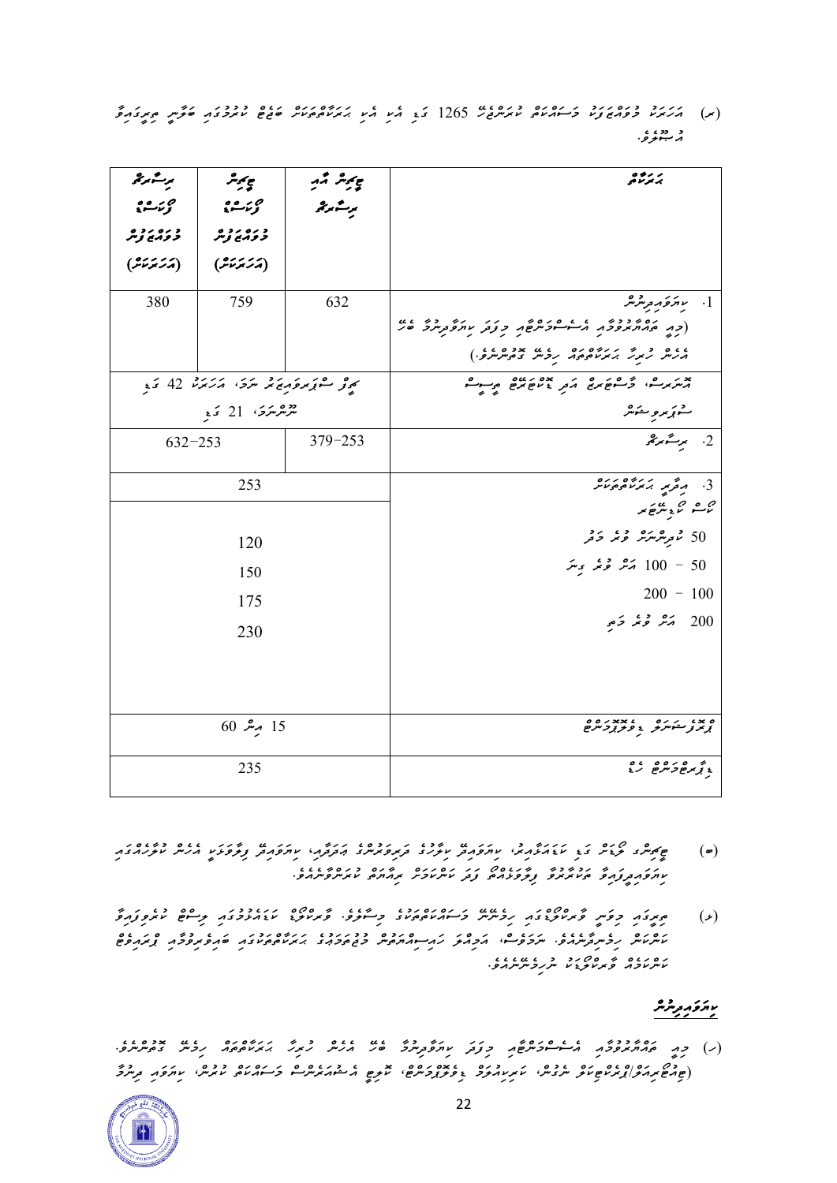(ނ) އަހަރަކު މުވައްޒަފު މަސައްކަތް ކުރަންޖެހޭ 1265 ގަޑި އާއި އާއި ގަޑިކަތްތަކަށް ބަހާލާނީ ކުރުމުގައި ބެލޭނީ ތިރީގައިވާ އުސޫލުން.

| ގަޑިކަތް | ޓީޗިން އާއި ރިސާޗް | ޓީޗިން ވާރކްލޯޑް މުވައްޒަފުން (އަހަރަކަށް) | ރިސާޗް ވާރކްލޯޑް މުވައްޒަފުން (އަހަރަކަށް) |
|---|---|---|---|
| 1. ކިޔަވައިދިނުން (މިއީ ތައްޔާރުވުމާއި އެސެސްމަންޓާއި މިފަދަ ކިޔަވައިދިނުމާ ބެހޭ އެހެން ހުރިހާ ގަޑިކަތްތަށް ހިމެނޭ ގޮތުންނެވެ.) | 632 | 759 | 380 |
| އޮނަރސް، މާސްޓަރސް އަދި ޕީއެޗްޑީ ރިސާޗް ސުޕަވިޜަން | ޗީފް ސުޕަވައިޒަރު ނަމަ، އަހަރަކު 42 ގަޑި ކޯސުޕަވައިޒަރު ނަމަ، 21 ގަޑި | | |
| 2. ރިސާރޗް | 379–253 | 632–253 | |
| 3. އިދާރީ ގަޑިކަތްތަށް | 253 | | |
| ކްލާސް ސައިޒަށް ބަލާ | | | |
| 50 ކުދިންނަށް ވުރެ މަދު | 120 | | |
| 50 – 100 އަށް ވުރެ ގިނަ | 150 | | |
| 100 – 200 | 175 | | |
| 200 އަށް ވުރެ މަތި | 230 | | |
| ޕްރޮފެޝަނަލް ޑިވެލޮޕްމަންޓް | 15 އިން 60 | | |
| ޑިޕާޓްމަންޓް ހެޑް | 235 | | |

(ރ) ޓީޗިންގ ލޯޑް ގަޑި ކަމަށާއިރު، ކިޔަވައިދިނުމާ ކިޔަވައިދިނުމުގެ ތަފާތު ތަރުތީބުތައް އަދާހަމަ، ކިޔަވައިދިނުމުގެ ތަފާސް ހިސާބާ ބެހޭ ގޮތުން ކަނޑައެޅޭ ކިޔަވައިދިނުމުގެ ފެކަލްޓީތަކާއި ތިޔާ ކަނޑައަޅާ ކުރަންޖެހޭ ތަރުތީބު ހިމެނޭގޮތުން.

(ބ) ތިރީގައި މިވަނީ ފެކަލްޓީތަކުގައި ހިމެނޭ މަސައްކަތްތަކުގެ މިސާލެވެ. ފެކަލްޓީގެ ކަމާބެހޭ ފަރާތްތަކުން ފެކަލްޓީގެ ކޯސްތަކުގެ ކުރިއެރުވުމާއި، އަދި ހަރަކާތްތަކާއި މުވައްޒަފުން މަސައްކަތް ކުރަމުންދާ ގަޑިތަކުގެ ތަފްޞީލުތައް ބަލައި ފެކަލްޓީ އަދި ފެކަލްޓީގެ ތަރުތީބު ދޫކުރަމުންދާނެއެވެ.

## ކިޔަވައިދިނުން

(ހ) މިއީ ތައްޔާރުވުމާއި އެސެސްމަންޓާއި މިފަދަ ކިޔަވައިދިނުމާ ބެހޭ އެހެން ހުރިހާ ގަޑިކަތްތަށް ހިމެނޭ ގޮތުންނެވެ. (ޓިއުޓޯރިއަލް/ޕްރެކްޓިކަލް ނަގައިދިނުން، ކަރިކިއުލަމް ޑިވެލޮޕްމަންޓް، ކޯސް އެސެސްމަންޓް މަސައްކަތް ކުރުން، ކިޔަވައި ދިނުމާ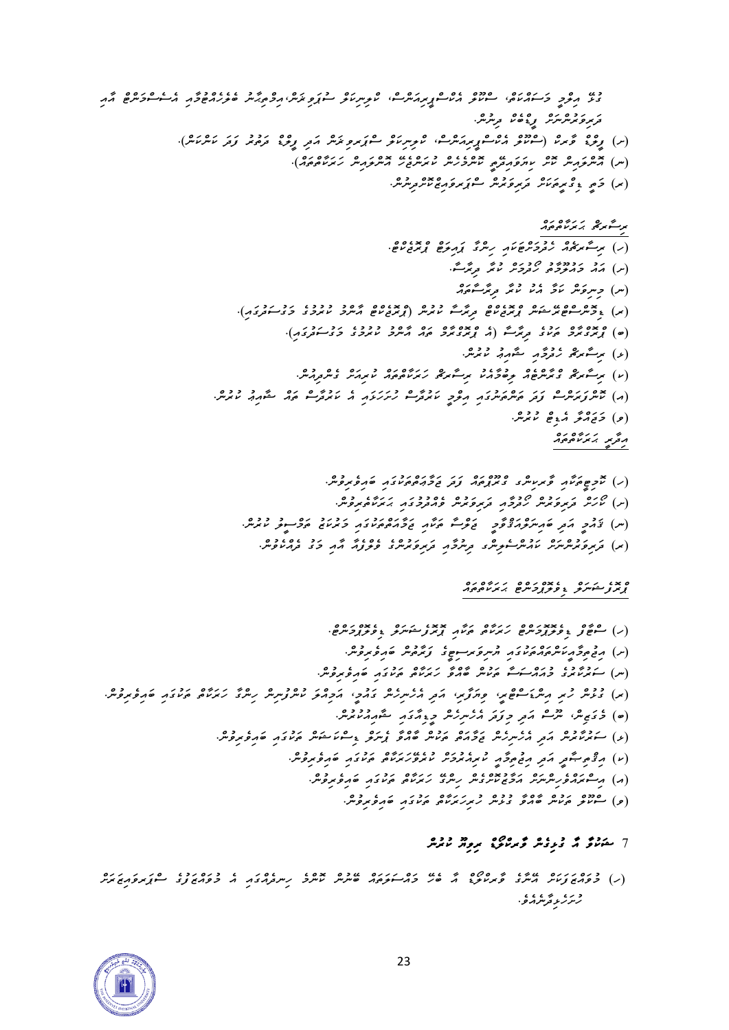މެދު އިލްމީ މަސައްކަތް، ސްކޫލް އެކްސްޕީރިއަންސް، ކޮލިނަރީ ސްޓަޑީ ޓްރިޕް، އިލްމީ ދިރާސާ ބެލެހެއްޓުމާއި އެސެސްމަންޓް އާއި ދަރިވަރުންނަށް ފީޑްބެކް ދިނުން.

(ހ) ފީލްޑް ވާރކް (ސްކޫލް އެކްސްޕީރިއަންސް، ކޮލިނަރީ ސްޓަޑީ ޓްރިޕް އަދި ފީލްޑް ދަތުރު ފަދަ ކަންކަން).

(ށ) އޮންލައިން ކޯސް ޑިވެލޮޕްމަންޓް ކޮމިޓީގެ ބޭނުމަށް (އޮންލައިން ހަރަކާތްތައް).

(ނ) މަތީ ޑިގްރީތަކަށް ދަރިވަރުން ސުޕަރވައިޒްކުރުން.

ރިސާރޗް ހަރަކާތްތައް

(ހ) ރިސާރޗްއާ ހުށަހެޅުންތަކާއި ހިންގާ ޕްރޮޖެކްޓްތައް.

(ށ) އަމަލީ މައުލޫމާތު ހޯދުމަށް ކުރާ ދިރާސާ.

(ނ) ދިރާސީ ކަމާ ގުޅޭ ކުރާ ދިރާސާތައް.

(ރ) ގްރާންޓްތަކާ ސަރުކާރުގެ ޕްރޮޖެކްޓްތަކާ ދިރާސާ ކުރުން (ޕްރޮޖެކްޓް އެއްވެސް ކުރުމުގެ މަޤްސަދުގައި).

(ބ) ޕްރޮޖެކްޓްތަކާ ބެހޭ ދިރާސާ (އެ ޕްރޮޖެކްޓްތަކާ ބެހޭ އެންމެ ކުރުމުގެ މަޤްސަދުގައި).

(ޅ) ރިސާރޗް ހުށަހެޅުމާއި ޝާއިޢު ކުރުން.

(ކ) ރިސާރޗް ކޮންފަރެންސްތަކުގައި ބައިވެރިވެ ރިސާރޗް ހަރަކާތްތައް ހުށަހަޅައި ގެންދިއުން.

(އ) ކޮންފަރެންސް ފަދަ ތަންތަނުގައި އިލްމީ ކަރުދާސް ހުށަހަޅައި އެ ކަރުދާސްތައް ޝާއިޢު ކުރުން.

(ވ) މަޖައްލާ އެޑިޓް ކުރުން.

އިތުރު ހަރަކާތްތައް

(ހ) ކޮމިޓީތަކާއި ޕްރޮގްރާމް ގްރޫޕްތައް ފަދަ ޖަމާޢަތްތަކުގައި ބައިވެރިވުން.

(ށ) ކޯސް ދަރިވަރުން ހޯދުމާއި ދަރިވަރުން ޖަމާކުރުމުގައި ހަރަކާތްތެރިވުން.

(ނ) ޤައުމީ އަދި ބައިނަލްއަޤްވާމީ ފޯރަމް ތަކުގައި ޖަމާޢަތްތަކުގެ މެމްބަރެއްގެ ހައިސިއްޔަތުން ބައިވެރިވުން.

(ރ) ދަރިވަރުންނާއި ދަރިވަރުންގެ ބެލެނިވެރިން އާއި މެދު ގުޅުން ބެލެހެއްޓުން.

ޕްރޮފެޝަނަލް ޑިވެލޮޕްމަންޓް ހަރަކާތްތައް

(ހ) ސްޓާފް ޑިވެލޮޕްމަންޓް ހަރަކާތް ތަކާއި ޕްރޮފެޝަނަލް ޑިވެލޮޕްމަންޓް.

(ށ) އިޖްތިމާއީ ޚިދުމަތްތަކުގައި އާންމުކޮށް ބޭނުންވާ ޚިދުމަތް ދިނުމުގައި ބައިވެރިވުން.

(ނ) މަދްރަސާތަކުގެ މުއައްސަސާ ތަކުން ބޭނުންވާ ހަރަކާތް ތަކުގައި ބައިވެރިވުން.

(ރ) ގެސްޓް ލެކްޗަރުން، ވިޒިޓަރުން، އަދި އެހެނިހެން ގޮތްގޮތުން ކޮލެޖުން ބޭނުންވާ ހަރަކާތް ތަކުގައި ބައިވެރިވުން.

(ބ) ގެސްޓް ލެކްޗަރ، ކޯސް އަދި މިފަދަ އެހެނިހެން މުއައްސަސާތަކުގައި ޚިދުމަތް ދިނުން.

(ޅ) ސަރުކާރުން އަދި އެހެނިހެން ޖަމާޢަތް ތަކުން ބާއްވާ ފޯރަމް ތަކުގައި ބައިވެރިވުން.

(ކ) އިމްތިޙާނު އަދި އިންޓަވިއު ހިންގުމުގެ ހަރަކާތް ތަކުގައި ބައިވެރިވުން.

(އ) އިސްނެގުމުގެ ދަށުން ހިންގާ ހަރަކާތް ތަކުގައި ބައިވެރިވުން.

(ވ) ސްކޫލް ތަކާއި ދިމާ ހަރަކާތްތަކުގައި ބައިވެރިވުން.

## 7 ސަބަބަކާ އެ ދުވަހުން ވާރކްލޯޑް ދިނުމާ ކުރުން

(ހ) މުވައްޒަފުން އެދޭ ވާރކްލޯޑް އާ ބެހޭ ގޮތުން ދިރާސާގައި އެ މުވައްޒަފުގެ ސްޕެޝަލައިޒޭޝަން ހަމަޖެހިފައިވާނެއެވެ.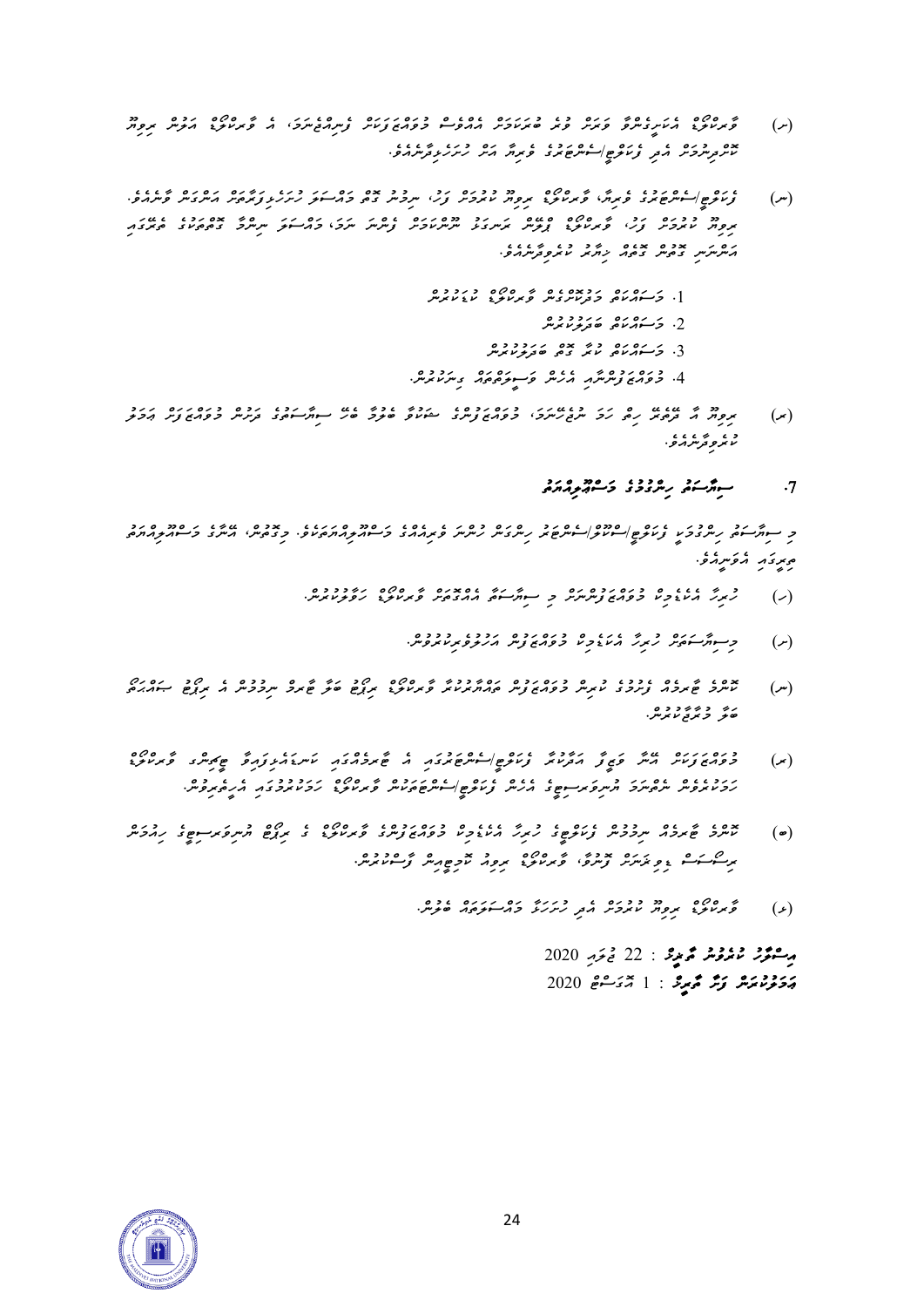(ށ) ޕްރޮގްރާމް އެކަޑެމިކްކޮށް ފަރަށް ވުރެ ބަލަހައްޓަން އެއްވެސް މުވައްޒަފަކު ފިޔަވައިލެވޭނަމަ، އެ ޕްރޮގްރާމް އަލުން ރިވިއު ކޮށްފިނަމަ އެއީ ފެކަލްޓީ/ސެންޓަރުގެ ފިޔަވަޅު އަދި ހުށަހަޅާނީއެވެ.

(ނ) ފެކަލްޓީ/ސެންޓަރުގެ ފިޔަވާ، ޕްރޮގްރާމް ރިވިއު ކުރުމަށް ފަހު، ނިމުނު ގޮތް މައްސަލަ ހުށަހެޅުމާއެކު އެންގެން ވާނެއެވެ. ރިވިއު ކުރުމަށް ފަހު، ޕްރޮގްރާމް ޖާރީ ކުރިއަށް ގެންދިޔުން ފެނޭ ނަމަ، މައްސަލަ ނިންމާ ކޮމިޓީގެ ލަފާގައި އަންނަނިވި ގޮތުން ގެނައު ހިއްސާ ކުރުވާނެއެވެ.

1. މަސައްކަތް މެދުކަނޑުން ޕްރޮގްރާމް ކުޅަދުން
2. މަސައްކަތް ބަދަލުކުރުން
3. މަސައްކަތް ކުރާ ގޮތް ބަދަލުކުރުން
4. މުވައްޒަފުންނާއި އެހެން ފަސިލިޓީތައް ދިނުން.

(ރ) ރިވިއު އާ ދިމާވާ ހުރި ހަމަ ނޫނީ، މުވައްޒަފުންގެ ޝަކުވާގެ ބޮޑުވާ ބާރު ސިޔާސަތުގެ ދަށުން މުވައްޒަފަށް އަމަލު ކުރެވިދާނެއެވެ.

## 7. ސިޔާސަތު ހިންގުމުގެ މަސްއޫލިއްޔަތު

މި ސިޔާސަތު ހިންގުމަކީ ފެކަލްޓީ/ސެންޓަރ/ސްކޫލްތަކުގެ ހިންގަން ހުންނަ ފަރާތެއްގެ މަސްއޫލިއްޔަތެކެވެ. މީގެން، އެކަމުގެ މަސްއޫލިއްޔަތު ތިރީގައި އެވަނީއެވެ.

(ހ) ހުރިހާ އެކަޑެމިކް މުވައްޒަފުންނަކީ މި ސިޔާސަތާ އެއްގޮތަށް ޕްރޮގްރާމް ހަވާލުކުރުން.

(ށ) މި ސިޔާސަތަށް ހުރިހާ އެކަޑެމިކް މުވައްޒަފުން އަހުލުވެރިކުރުވުން.

(ނ) ކޯސްގެ ޗެއާރ ފުރުމަތުގެ ކަރުދާސް މުވައްޒަފުން ތައްޔާރުކުރާ ޕްރޮގްރާމް ރިވިއު ބަލާ ޗެއާރ ނިމުމުން އެ ރިޕޯޓު ސަރުކިއުލޭ ބަލާ މަރުޙަލާކުރުން.

(ރ) މުވައްޒަފުންގެ އެހީގެ ފެކަލްޓީ/ސެންޓަރުގެ ކަނޑައެޅިފައިވާ ޗެކްލިސްޓް ޕްރޮގްރާމް ހަމަޖެހިފައިވާތޯ ފެކަލްޓީ/ސެންޓަރުގެ ހަމަޖެހިފައިވާ ޕްރޮގްރާމް ހަމަޖެހިފައިވާ ގޮތުގައި އެކުލެވިފައިވުން.

(ބ) ކޯސްގެ ޗެއާރ ނިމުމުން ފެކަލްޓީގެ ހުރިހާ އެކަޑެމިކް މުވައްޒަފުންގެ ޕްރޮގްރާމް ގެ ރިވިއު އެޕްލިކޭޝަން ހިއްސާކުރުމަށް ރަސްމީކޮށް ޕްރޮގްރާމް ރިވިއު ކޮމިޓީއަށް ފޮނުވުން.

(ޅ) ޕްރޮގްރާމް ރިވިއު ކުރުމަށް އެދި ހުށަހެޅޭ މައްސަލަތައް ބެލުން.

**އިސްލާހު ކުރެވުނު ތާރީޚު** : 22 ޖުލައި 2020

**އަމަލުކުރަން ފަށާ ތާރީޚު** : 1 އޮގަސްޓް 2020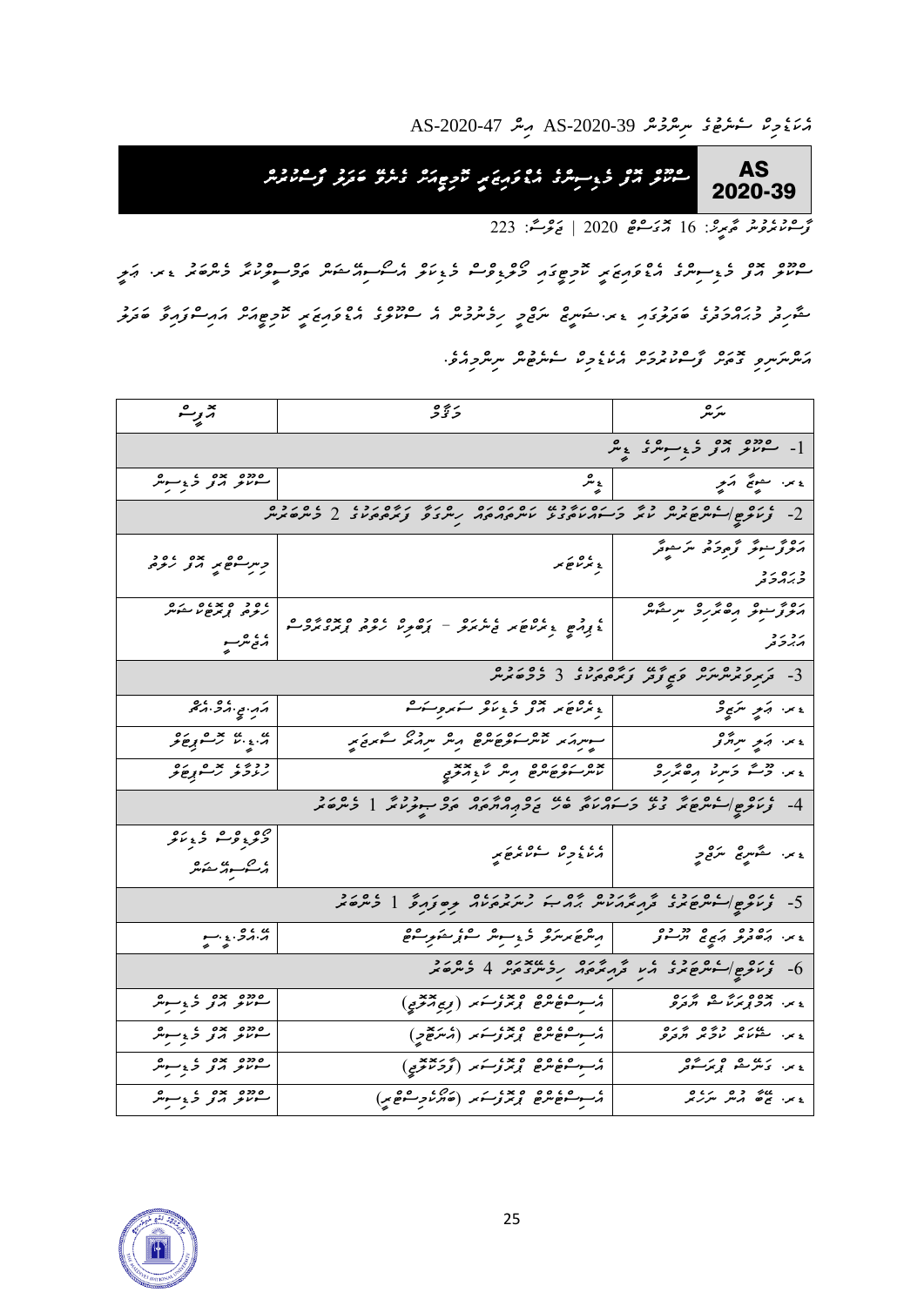| AS 2020-39 | ސްކޫލް އޮފް މެޑިސިންގެ އެޑްވައިޒަރީ ކޮމިޓީއަށް މެމްބަރުން ފާސްކުރުން |
|---|---|

ފާސްކުރެވުނު ތާރީޚު: 16 އޮކްޓޫބަރު 2020 | ޖަލްސާ: 223

ސްކޫލް އޮފް މެޑިސިންގެ އެޑްވައިޒަރީ ކޮމިޓީގައި ތިބުމަށް ކޮމިޓީގެ ޓަރމްސް އޮފް ރެފަރެންސްގައިވާ ގޮތުގެ މަތިން ޑރ. ޝިފާ އަލީ ޗެއާކޮށް، ތިރީގައިވާ މެމްބަރުން ހޮވުމަށް، ޑރ. އަލީ ނަޖީބު ރިޔާސަތުގައި ބޭއްވުނު އެކަޑެމިކް ކައުންސިލުގެ ޖަލްސާއިން ފާސްކުރުމާ ގުޅިގެން ވައިސް ޗާންސެލަރގެ އެއްބަސްވުމާއެކު ފާސްކުރެއްވިއެވެ.

| ނަން | މަޤާމު | އޮފީސް |
|---|---|---|
| 1- ސްކޫލް އޮފް މެޑިސިންގެ ޑީން | | |
| ޑރ. ޝިފާ އަލީ | ޑީން | ސްކޫލް އޮފް މެޑިސިން |
| 2- ފެކަލްޓީ/ސެންޓަރާ ގުޅޭ ދާއިރާގެ ސަރުކާރުގެ އިދާރާތަކުން ހިމެނޭ ފަރާތްތަކުގެ ތަމްސީލުކުރާ 2 މެމްބަރުން | | |
| އައްޒާސިލާ ފާތިމަތު ނަސީމާ މުހައްމަދު | ޑިރެކްޓަރ | މިނިސްޓްރީ އޮފް ހެލްތް |
| އައްޒާސިލާ އިބްރާހިމް ނިޝާނާ އަހުމަދު | ޑެޕިއުޓީ ޑިރެކްޓަރ ޖެނެރަލް - ފަރުމާކޮށް ހެލްތް ޕްރޮފެޝަނަލްސް | ހެލްތް ޕްރޮފެޝަނަލް ކައުންސިލް |
| 3- ދިރިވަޑައިގަންނަވާ ވިޔަފާރި ފަރާތްތަކުން ތަމްސީލުކުރާ 3 މެމްބަރުން | | |
| ޑރ. އަލީ ނަޖީބު | ޑިރެކްޓަރ އޮފް މެޑިކަލް ސަރވިސަސް | އައި.ޖީ.އެމް.އެޗް |
| ޑރ. އަލީ ނިޒާމް | ސީނިއަރ ކޮންސަލްޓެންޓް އިން ނިއުރޯ ސަރޖަރީ | އޭ.ޑީ.ކޭ ހޮސްޕިޓަލް |
| ޑރ. މޫސާ ޝަރީފް އިބްރާހިމް | ކޮންސަލްޓެންޓް އިން ޕީޑިއެޓްރިކްސް | ހުޅުމާލެ ހޮސްޕިޓަލް |
| 4- ފެކަލްޓީ/ސެންޓަރުގެ ދާއިރާގެ މަސައްކަތްތެރިންނާ ބެހޭ ޖަމްޢިއްޔާތަކުން ތަމްސީލުކުރާ 1 މެމްބަރު | | |
| ޑރ. ޝާހިދާ ނަޖީމް | އެސިސްޓަންޓް ޕްރޮފެސަރ | ސްކޫލް އޮފް ނަރސިންގ |
| 5- ފެކަލްޓީ/ސެންޓަރުގެ ދާއިރާއާ ބެހޭ ހުނަރުވެރިއެއް ކަމުގައިވާ 1 މެމްބަރު | | |
| ޑރ. އަބްދުﷲ އަޒީޒު ޙުސައިން | އިންޓަރނޭޝަނަލް ޑިވެލޮޕްމަންޓް ސްޕެޝަލިސްޓް | އޭ.އެމް.ޑީ.ސީ |
| 6- ފެކަލްޓީ/ސެންޓަރުގެ އެކަޑެމިކް މުވައްޒަފުން 4 މެމްބަރުން | | |
| ޑރ. އަޙްމަދު ޝަމީމް އާދަމް | އެސިސްޓަންޓް ޕްރޮފެސަރ (ފިޒިއޯލޮޖީ) | ސްކޫލް އޮފް މެޑިސިން |
| ޑރ. ޝަރީފާ ޢާއިޝާ އާދަމް | އެސިސްޓަންޓް ޕްރޮފެސަރ (އެނަޓޮމީ) | ސްކޫލް އޮފް މެޑިސިން |
| ޑރ. މަރިޔަމް ޝަފީގާ | އެސިސްޓަންޓް ޕްރޮފެސަރ (ފާމަކޮލޮޖީ) | ސްކޫލް އޮފް މެޑިސިން |
| ޑރ. ޒާހާ އަލީ ނަޒީރު | އެސިސްޓަންޓް ޕްރޮފެސަރ (ބައޮކެމިސްޓްރީ) | ސްކޫލް އޮފް މެޑިސިން |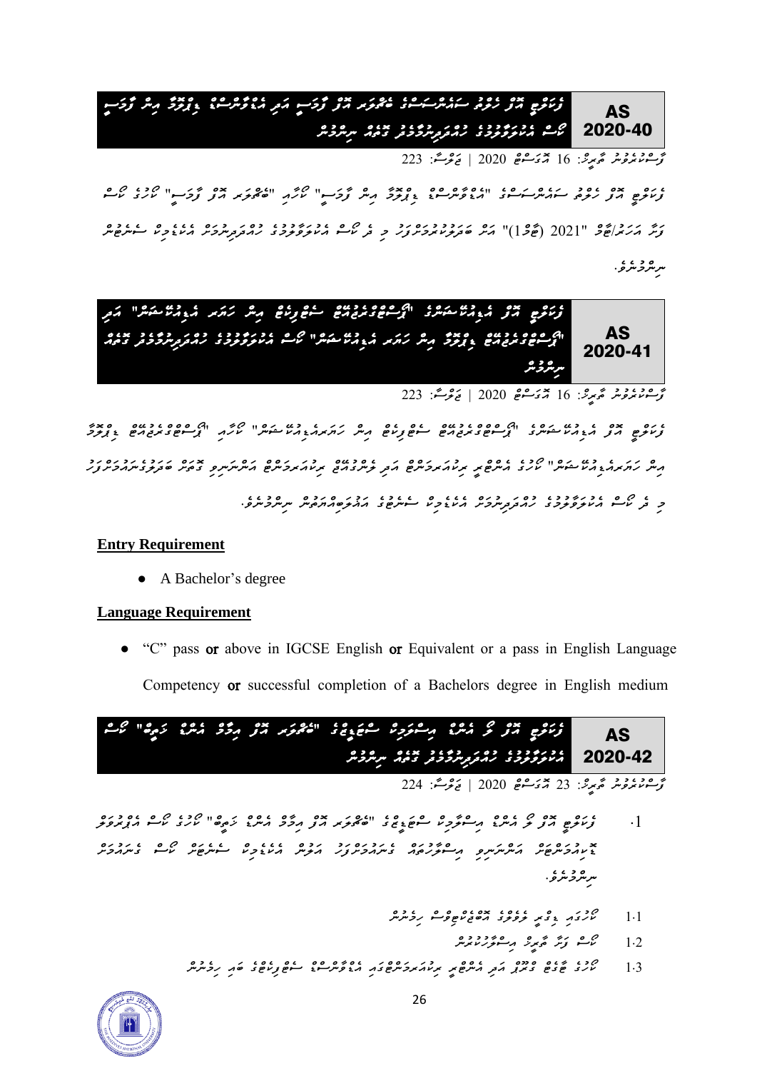## AS 2020-40

**ފެކަލްޓީ އޮފް ހެލްތު ސައެންސަސްގެ ބެޗެލަރ އޮފް ފާމަސީ އަދި އެޑްވާންސްޑް ޑިޕްލޮމާ އިން ފާމަސީ ކޯސް އެކްރެޑިޓޭޝަނާއި ކުއޮލިފިކޭޝަނުގެ ލެވެލް ނިންމުން**

ފާސްކުރެވުނު ތާރީޚް: 16 އޮގަސްޓް 2020 | ޖަލްސާ: 223

ފެކަލްޓީ އޮފް ހެލްތު ސައެންސަސްގެ "އެޑްވާންސްޑް ޑިޕްލޮމާ އިން ފާމަސީ" އާއި "ބެޗެލަރ އޮފް ފާމަސީ" ކޯހުގެ ކޯސް ފައިލް އަހަރު/ބެޗް "2021 (ބެޗް1)" އަށް ބަދަލުކުރުމަށާއި މި ދެ ކޯސް އެކްރެޑިޓޭޝަނާއި ކުއޮލިފިކޭޝަން ލެވެލް ސްޓޭޓަސް ނިންމުނެވެ.

## AS 2020-41

**ފެކަލްޓީ އޮފް އެޑިއުކޭޝަންގެ "ޕޯސްޓްގްރެޖުއޭޓް ސެޓްފިކެޓް އިން ހަޔަރ އެޑިއުކޭޝަން" އަދި "ޕޯސްޓްގްރެޖުއޭޓް ޑިޕްލޮމާ އިން ހަޔަރ އެޑިއުކޭޝަން" ކޯސް އެކްރެޑިޓޭޝަނާއި ކުއޮލިފިކޭޝަނުގެ ލެވެލް ނިންމުން**

ފާސްކުރެވުނު ތާރީޚް: 16 އޮގަސްޓް 2020 | ޖަލްސާ: 223

ފެކަލްޓީ އޮފް އެޑިއުކޭޝަންގެ "ޕޯސްޓްގްރެޖުއޭޓް ސެޓްފިކެޓް އިން ހަޔަރއެޑިއުކޭޝަން" ކޯހާއި "ޕޯސްޓްގްރެޖުއޭޓް ޑިޕްލޮމާ އިން ހަޔަރއެޑިއުކޭޝަން" ކޯހުގެ އެންޓްރީ ރިކުއަޔަރމަންޓް އަދި ލޭންގުއޭޖް ރިކުއަޔަރމަންޓް އަންނަނިވި ގޮތަށް ބަދަލުގެނައުމަށާއި މި ދެ ކޯސް އެކްރެޑިޓޭޝަނާއި ކުއޮލިފިކޭޝަން ލެވެލް ސްޓޭޓަސްގެ އެޕްރޫވަލްދިނުން ނިންމުނެވެ.

**Entry Requirement**

- A Bachelor's degree

**Language Requirement**

- "C" pass or above in IGCSE English or Equivalent or a pass in English Language Competency or successful completion of a Bachelors degree in English medium

## AS 2020-42

**ފެކަލްޓީ އޮފް ޤުރްއާން އެންޑް އިސްލާމިކް ސްޓަޑީޒްގެ "ބެޗެލަރ އޮފް އިމާމް އެންޑް ޚަޠީބް" ކޯސް އެކްރެޑިޓޭޝަނާއި ކުއޮލިފިކޭޝަނުގެ ލެވެލް ނިންމުން**

ފާސްކުރެވުނު ތާރީޚް: 23 އޮގަސްޓް 2020 | ޖަލްސާ: 224

1. ފެކަލްޓީ އޮފް ޤުރްއާން އެންޑް އިސްލާމިކް ސްޓަޑީޒްގެ "ބެޗެލަރ އޮފް އިމާމް އެންޑް ޚަޠީބް" ކޯހުގެ ކޯސް އެޕްރޫވަލް ޑޮކިއުމަންޓް އަންނަނިވި އިސްލާހުތަކާއެކު ގަބޫލުކޮށް، އެކޯހުގެ އެކްރެޑިޓޭޝަން ސްޓޭޓަސް ކޯސް ގަބޫލުކުރުން ނިންމުނެވެ.

   1.1 ކޯހުގައި ދިވެހި ލެންގުއޭޖް ކޮމްޕޯނަންޓް ހިމެނުން

   1.2 ކޯސް ފައިލް ތާރީޚް އިސްލާހުކުރުން

   1.3 ކޯހުގެ ޓާގެޓް ގްރޫޕް އަދި އެންޓްރީ ރިކުއަޔަރމަންޓްގައި އެކްރެޑިޓޭޝަން ސްޓޭޓަސްގެ ބަދަލު ހިމެނުން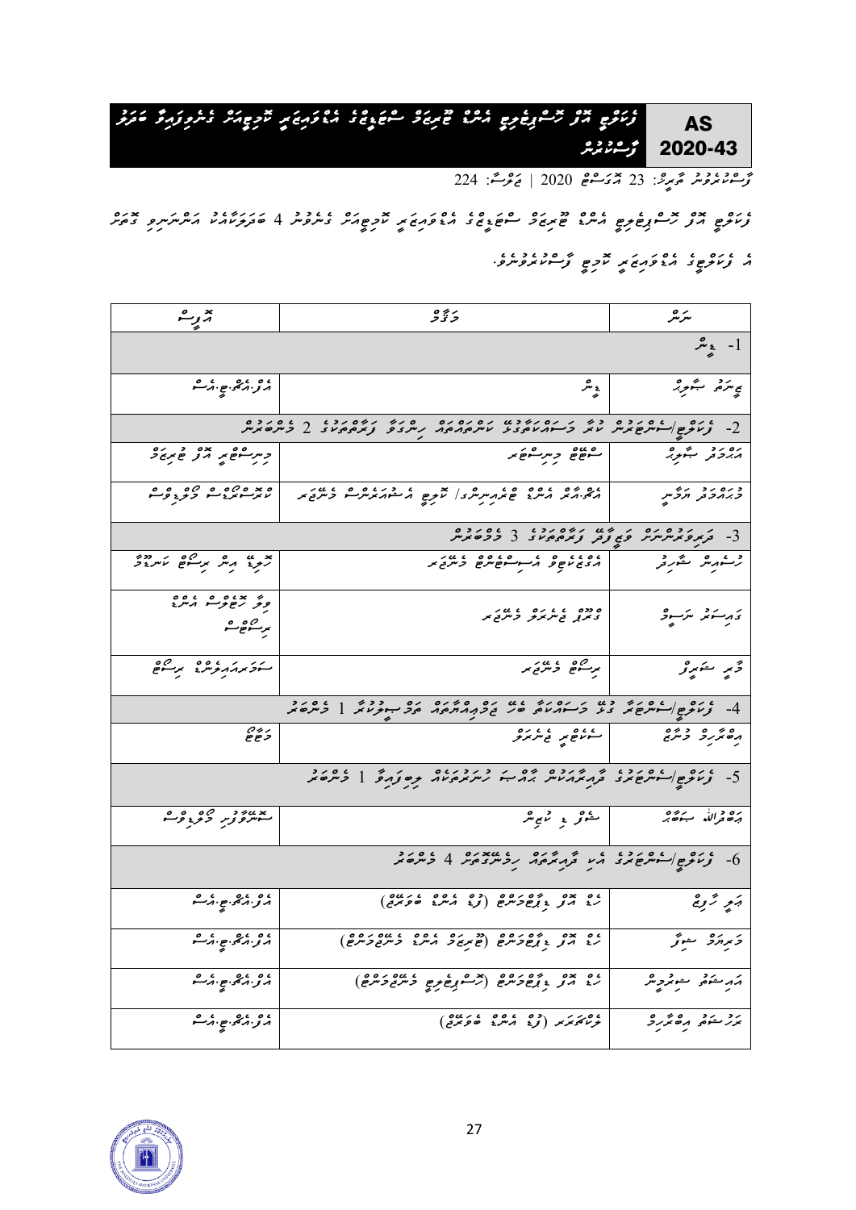# AS 2020-43

## ފެކަލްޓީ އޮފް ހޮސްޕިޓަލިޓީ އެންޑް ޓޫރިޒަމް ސްޓަޑީޒްގެ އެޑްވައިޒަރީ ކޮމިޓީއަށް މެންބަރުން ހަމަޖެއްސުން ފާސްކުރުން

ފާސްކުރެވުނު ތާރީޚު: 23 އޮގަސްޓު 2020 | ޖަލްސާ: 224

ފެކަލްޓީ އޮފް ހޮސްޕިޓަލިޓީ އެންޑް ޓޫރިޒަމް ސްޓަޑީޒްގެ އެޑްވައިޒަރީ ކޮމިޓީއަށް މެމްބަރުން 4 ބަދަލުކޮށް އަންނަނިވި ގޮތަށް އެ ފެކަލްޓީގެ އެޑްވައިޒަރީ ކޮމިޓީ ފާސްކުރުން.

| ނަން | މަޤާމު | އޮފީސް |
|---|---|---|
| 1- ޗެއަރ | | |
| ޢިނާޔަތު ޝާކިރު | ޑީން | އެފް.އެޗް.ޓީ.އެސް |
| 2- ފެކަލްޓީ/ސެންޓަރުން ބޭރު މަސައްކަތްކުރާ ކަންތައްތަކާއި ހިންގާ ފަރާތްތަކުގެ 2 މެންބަރުން | | |
| އަޙްމަދު ޝާފިޢު | ސްޓޭޓް މިނިސްޓަރ | މިނިސްޓްރީ އޮފް ޓޫރިޒަމް |
| މުޙައްމަދު އަމީރު | އެޗް.އާރު ޑިރެކްޓަރ ޖެނެރަލް/ ކޯޕޮރޭޓް އެސޯސިއޭޝަން ޑިރެކްޓަރ | ކޮންސަލްޓަންސީ ގްރޫޕް |
| 3- ދަރިވަރުންނަށް ވަޒީފާ ފަހިކުރުވާ 3 މެމްބަރުން | | |
| ފާޠިމަތު ޝާހިދާ | އެޗް.އާރު.ޑީ އެސިސްޓެންޓް ޑިރެކްޓަރ | ޓީއެމްއޭ އިން ރިސޯޓް ކަނޑޫމާ |
| ޑައިސަކު ނަސީމް | ގްރޫޕް ޖެނެރަލް މެނޭޖަރ | ވިލާ ހޮސްޕިޓަލިޓީ އެންޑް ރިސޯޓްސް |
| ޝާދު ޝަރީފް | ރިސޯޓް މެނޭޖަރ | ސަފަރީ އައިލެންޑް ރިސޯޓް |
| 4- ފެކަލްޓީ/ސެންޓަރާ ގުޅޭ މަސައްކަތްކުރާ ބޭރުގެ ޖަމިއްޔާތަކުގެ ތެރެއިން ހޮވިފައިވާ 1 މެމްބަރު | | |
| އިބްރާހީމް މުނާޒް | ސެކްރެޓަރީ ޖެނެރަލް | މަޓާ |
| 5- ފެކަލްޓީ/ސެންޓަރުގެ ދާއިމީ މުވައްޒަފުންގެ ތެރެއިން ކުރިމަތިލާ 1 މެމްބަރު | | |
| ޢަބްދުﷲ ސަޢީދު | ސީނިއަ ލެކްޗަރަރ | ސްޓޫޑަންޓް ސަރވިސް |
| 6- ފެކަލްޓީ/ސެންޓަރުގެ ހިންގުމުގައި ދާއިމީ މުވައްޒަފުން 4 މެމްބަރު | | |
| ޢަލީ ހަލީމް | ހެޑް އޮފް ޑިޕާޓްމަންޓް (ފުޑް އެންޑް ބެވަރޖް) | އެފް.އެޗް.ޓީ.އެސް |
| މަރްޔަމް ޝިފާ | ހެޑް އޮފް ޑިޕާޓްމަންޓް (ޓޫރިޒަމް އެންޑް މެނޭޖްމަންޓް) | އެފް.އެޗް.ޓީ.އެސް |
| އައިޝަތު ޝިރުމީނާ | ހެޑް އޮފް ޑިޕާޓްމަންޓް (ހޮސްޕިޓަލިޓީ މެނޭޖްމަންޓް) | އެފް.އެޗް.ޓީ.އެސް |
| ރަޝީދާ އިބްރާހީމް | ލެކްޗަރަރ (ފުޑް އެންޑް ބެވަރޖް) | އެފް.އެޗް.ޓީ.އެސް |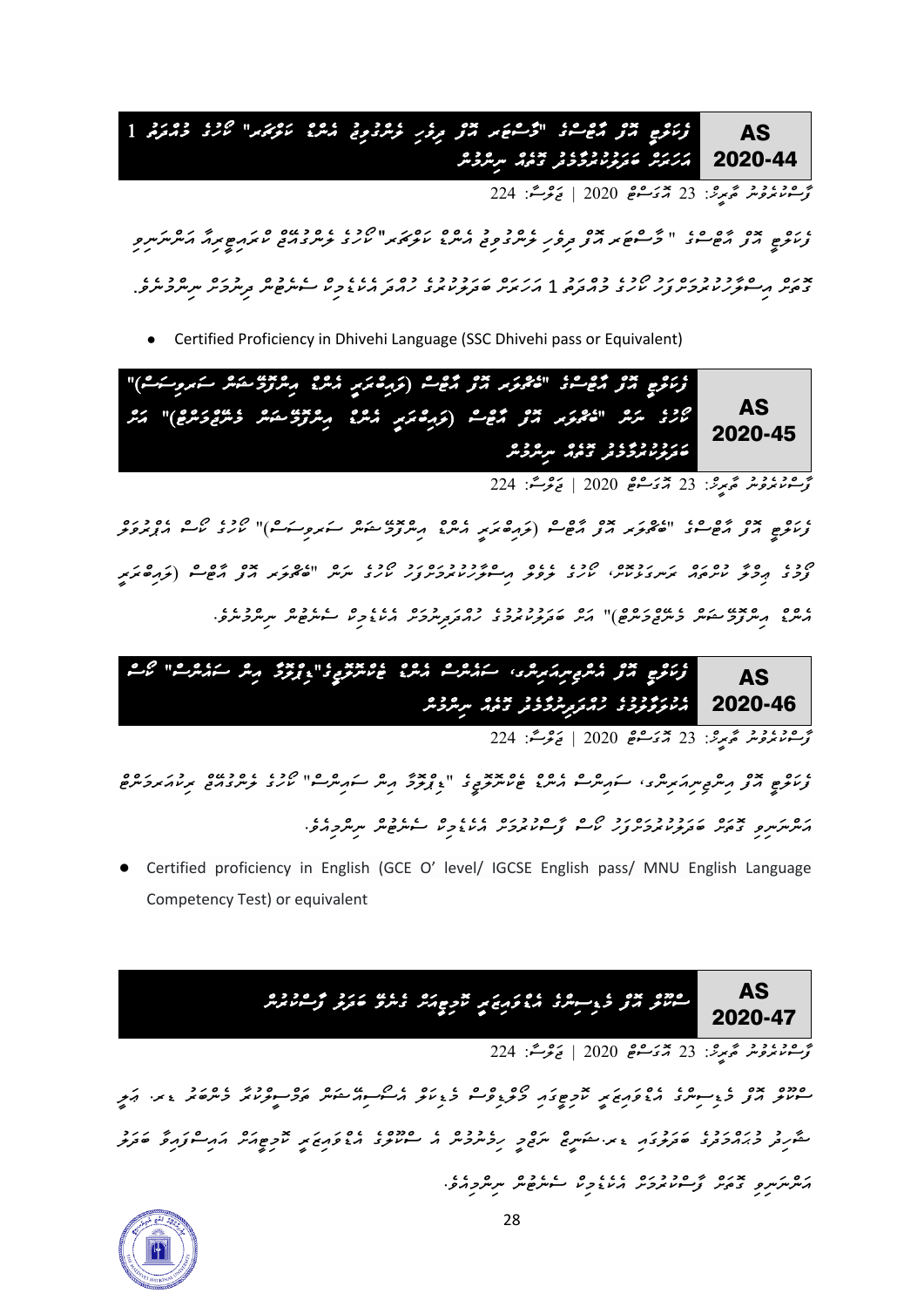| AS 2020-44 | ފެކަލްޓީ އޮފް އާޓްސްގެ "މާސްޓަރ އޮފް ދިވެހި ލެންގުއޭޖް އެންޑް ކަލްޗަރ" ކޯހުގެ މުއްދަތު 1 އަހަރަށް ބަދަލުކުރުމާބެހޭ ގޮތުން ނިންމުން |
|---|---|

ޖަލްސާކުރެވުނު ތާރީޚު: 23 އޮގަސްޓް 2020 | ޖަލްސާ: 224

ފެކަލްޓީ އޮފް އާޓްސްގެ "މާސްޓަރ އޮފް ދިވެހި ލެންގުއޭޖް އެންޑް ކަލްޗަރ" ކޯހުގެ ލެންގުއޭޖް ކްރައިޓީރިއާ އަންނަނިވި ގޮތަށް އިސްލާހުކުރުމަށާއި ކޯހުގެ މުއްދަތު 1 އަހަރަށް ބަދަލުކުރުމަށް ހުށަހެޅުމާ އެއްގޮތަށް ސެނެޓުން ފާސްކުރުމަށް ނިންމުނެވެ.

- Certified Proficiency in Dhivehi Language (SSC Dhivehi pass or Equivalent)

| AS 2020-45 | ފެކަލްޓީ އޮފް އާޓްސްގެ "ބެޗެލަރ އޮފް އާޓްސް (ޓްރާންސްލޭޝަން އެންޑް އިންޓަރޕްރެޓޭޝަން ސަރވިސަސް)" ކޯހުގެ ނަން "ބެޗެލަރ އޮފް އާޓްސް (ޓްރާންސްލޭޝަން އެންޑް އިންޓަރޕްރެޓޭޝަން މެނޭޖްމަންޓް)" އަށް ބަދަލުކުރުމާބެހޭ ގޮތުން ނިންމުން |
|---|---|

ޖަލްސާކުރެވުނު ތާރީޚު: 23 އޮގަސްޓް 2020 | ޖަލްސާ: 224

ފެކަލްޓީ އޮފް އާޓްސްގެ "ބެޗެލަރ އޮފް އާޓްސް (ޓްރާންސްލޭޝަން އެންޑް އިންޓަރޕްރެޓޭޝަން ސަރވިސަސް)" ކޯހުގެ ކޯސް އެޑްވައިޒަރީ ކޮމިޓީގެ ލަފާގެ މަތިން ކޯހުގެ ފެންވަރު ރިވިއުކުރުމުގެ ތެރެއިން، ކޯހުގެ ނަން "ބެޗެލަރ އޮފް އާޓްސް (ޓްރާންސްލޭޝަން އެންޑް އިންޓަރޕްރެޓޭޝަން މެނޭޖްމަންޓް)" އަށް ބަދަލުކުރުމުގެ ހުށަހެޅުން ސެނެޓުން ފާސްކުރެވުނެވެ.

| AS 2020-46 | ފެކަލްޓީ އޮފް އިންޖިނިއަރިންގ، ސައިންސް އެންޑް ޓެކްނޮލޮޖީގެ "ޑިޕްލޮމާ އިން ސައިންސް" ކޯސް އެންޓްރީ ރިކުއަރމަންޓް ބަދަލުކުރުމާބެހޭ ގޮތުން ނިންމުން |
|---|---|

ޖަލްސާކުރެވުނު ތާރީޚު: 23 އޮގަސްޓް 2020 | ޖަލްސާ: 224

ފެކަލްޓީ އޮފް އިންޖިނިއަރިންގ، ސައިންސް އެންޑް ޓެކްނޮލޮޖީގެ "ޑިޕްލޮމާ އިން ސައިންސް" ކޯހުގެ ލެންގުއޭޖް ރިކުއަރމަންޓް އަންނަނިވި ގޮތަށް ބަދަލުކުރުމަށް ކޯސް ފާސްކުރުމަށް އެކެޑެމިކް ސެނެޓުން ނިންމިއެވެ.

- Certified proficiency in English (GCE O' level/ IGCSE English pass/ MNU English Language Competency Test) or equivalent

| AS 2020-47 | ސްކޫލް އޮފް މެޑިސިންގެ އެޑްވާންސްޑް ޑިޕްލޮމާ ކޯހުގެ ޝަރުތު ބަދަލު ފާސްކުރުން |
|---|---|

ޖަލްސާކުރެވުނު ތާރީޚު: 23 އޮގަސްޓް 2020 | ޖަލްސާ: 224

ސްކޫލް އޮފް މެޑިސިންގެ އެޑްވާންސްޑް ޑިޕްލޮމާ ކޯހުގެ ކްލިނިކަލް ޕްލޭސްމަންޓް ގެ ޝަރުތު ބަދަލުކުރުމަށް ހުށަހެޅުމާ އެއްގޮތަށް ސެނެޓުން ފާސްކުރުމަށް ނިންމިއެވެ.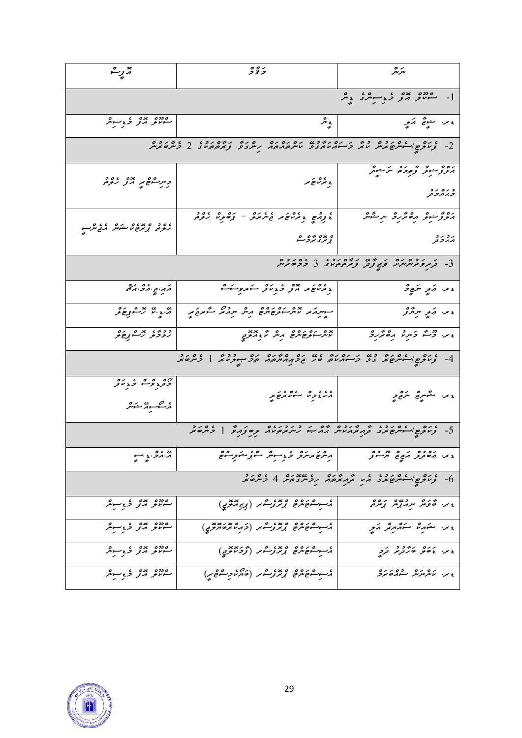| އޮފީސް | މަޤާމު | ނަން |
|---|---|---|
| 1- ސްކޫލް އޮފް މެޑިސިންގެ ޑީން | | |
| ސްކޫލް އޮފް މެޑިސިން | ޑީން | ޑރ. ސަލްމާ އަލީ |
| 2- ފެކަލްޓީ/ސެންޓަރުތަކުން ބޭރު މަސައްކަތްކުރާ ކޮންސަލްޓަންޓް ފެކަލްޓީތަކުގެ 2 މެންބަރުން | | |
| މިނިސްޓްރީ އޮފް ހެލްތް | ޑިރެކްޓަރ | އެޑްވާންސްޑް ފާމަސިސްޓް ނަސީމާ މުޙައްމަދު |
| ހެލްތް ޕްރޮޓެކްޝަން އެޖެންސީ | ޑެޕިއުޓީ ޑިރެކްޓަރ ޖެނެރަލް - ޕަބްލިކް ހެލްތް ޕްރޮގްރާމްސް | އެޑްވާންސްޑް ޕްރެކްޓިޝަނަރ ނަޝާ އަޙްމަދު |
| 3- ދިރިވެރިންނަށް ބޭރުން ފެކަލްޓީތަކުގެ 3 މެމްބަރުން | | |
| އައި.ޖީ.އެމް.އެޗް | ޑިރެކްޓަރ އޮފް މެޑިކަލް ސަރވިސަސް | ޑރ. އަލީ ނަޖީބު |
| އޭ.ޑީ.ކޭ ހޮސްޕިޓަލް | ސީނިއަރ ކޮންސަލްޓަންޓް އިން ނިއުރޯ ސާރޖަރީ | ޑރ. އަލީ ނިޒާރު |
| ހުޅުމާލެ ހޮސްޕިޓަލް | ކޮންސަލްޓަންޓް އިން ކާޑިއޮލޮޖީ | ޑރ. މޫސާ މަނިކު އިބްރާހިމް |
| 4- ފެކަލްޓީ/ސެންޓަރު ގޮތް މަސައްކަތް ބޭރު ޤައުމީ އިދާރާއަކުން ބަޔާންކުރާ 1 މެންބަރު | | |
| ޕީޑިއެޓްރިކް ސޮސައިޓީ / އެސޯސިއޭޝަން | އެކެޑެމިކް ސެކްރެޓަރީ | ޑރ. ޝާހީނާ ނަޒީރު |
| 5- ފެކަލްޓީ/ސެންޓަރުގެ ދާއިރާއަކުން ޚާއްޞަ ހުނަރުވެރިކަން ލިބިފައިވާ 1 މެންބަރު | | |
| އޭ.އެމް.ޖީ.ހެ | ޖެނެރަލް ޕްރެކްޓިޝަނަރ ސްޕެޝަލިސްޓް | ޑރ. އަޙްމަދު އަޒީޒް ޝުކޫރު |
| 6- ފެކަލްޓީ/ސެންޓަރުގެ އެކި ދާއިރާތަކުގެ ހިޔާރުކުރެވޭ 4 މެންބަރު | | |
| ސްކޫލް އޮފް މެޑިސިން | އެސިސްޓަންޓް ލެކްޗަރަރ (ފިޒިއޮލޮޖީ) | ޑރ. ޝާހާނާ ނިޒާމް ފުށިމާ |
| ސްކޫލް އޮފް މެޑިސިން | އެސިސްޓަންޓް ލެކްޗަރަރ (މައިކްރޯބަޔޮލޮޖީ) | ޑރ. ސަޢީދާ ސަޢީދު އަލީ |
| ސްކޫލް އޮފް މެޑިސިން | އެސިސްޓަންޓް ލެކްޗަރަރ (ފާމަކޮލޮޖީ) | ޑރ. ޖަމީލާ ބާރީރު ޢަލީ |
| ސްކޫލް އޮފް މެޑިސިން | އެސިސްޓަންޓް ލެކްޗަރަރ (ބަޔޯކެމިސްޓްރީ) | ޑރ. ކަންނަން ސުޢައިބަކަރު |